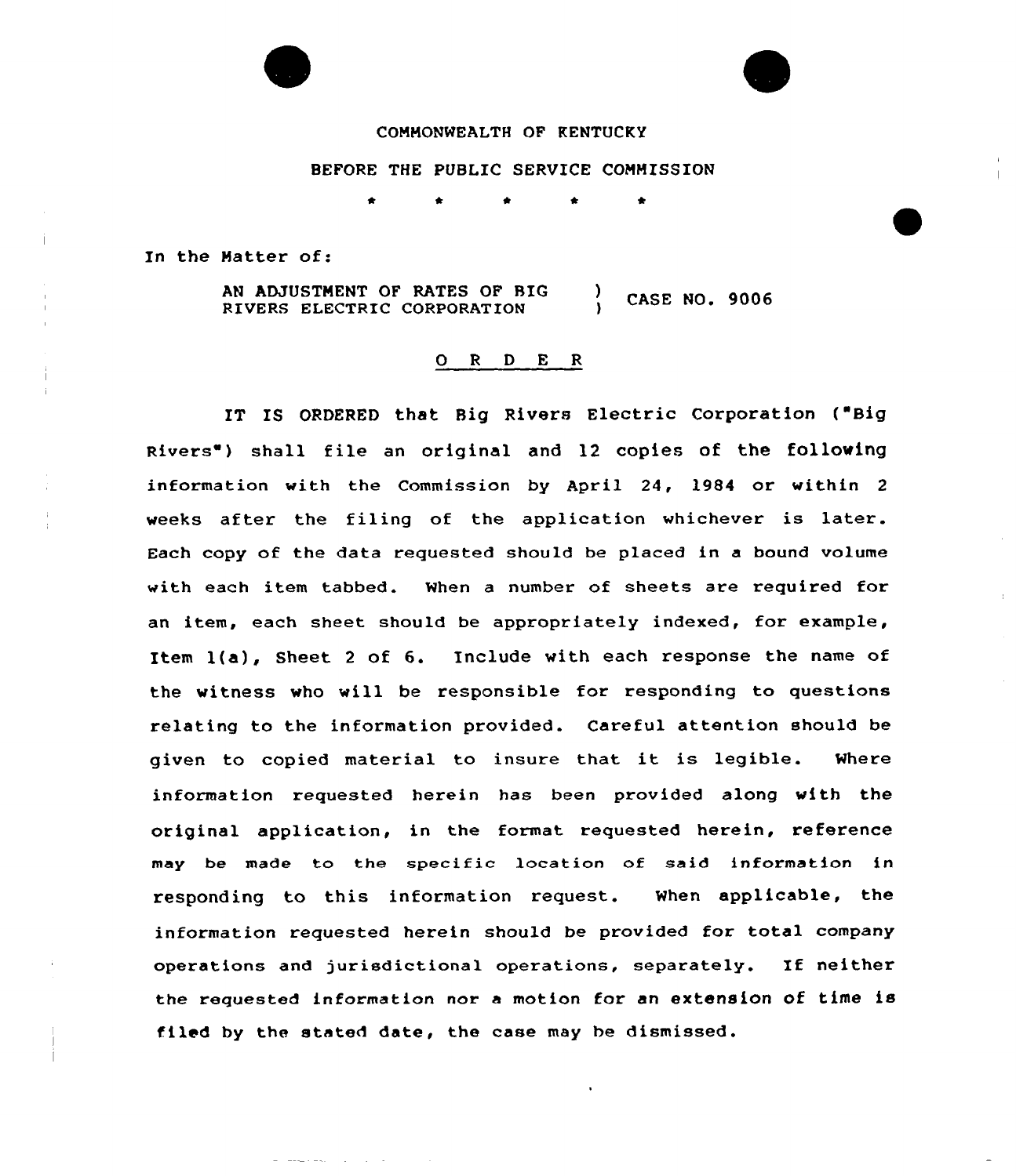COMMONWEALTH OF KENTUCKY

BEFORE THE PUBLIC SERVICE COMMISSION

\* \* \* \* \*

In the Matter of:

AN ADJUSTMENT OF RATES OF BIG RIVERS ELECTRIC CORPORATION ) CASE NO. 9006

## O R D E R

IT IS ORDERED that Big Rivers Electric Corporation ("Big Rivers") shall file an original and 12 copies of the following information with the Commission by April 24, 1984 or within 2 weeks after the filing of the application whichever is later. Each copy of the data requested should be placed in a bound volume with each item tabbed. When a number of sheets are required for an item, each sheet should be appropriately indexed, for example, Item 1(a), Sheet 2 of 6. Include with each response the name of the witness who will be responsible for responding to questions relating to the information provided. Careful attention should be given to copied material to insure that it is legible. Where information requested herein has been provided along with the original application, in the format requested herein, reference may be made to the specific location of said information in responding to this information request. When applicable, the information requested herein should be provided for total company operations and jurisdictional operations, separately. If neither the requested information nor a motion for an extension of time is filed by the stated date, the case may be dismissed.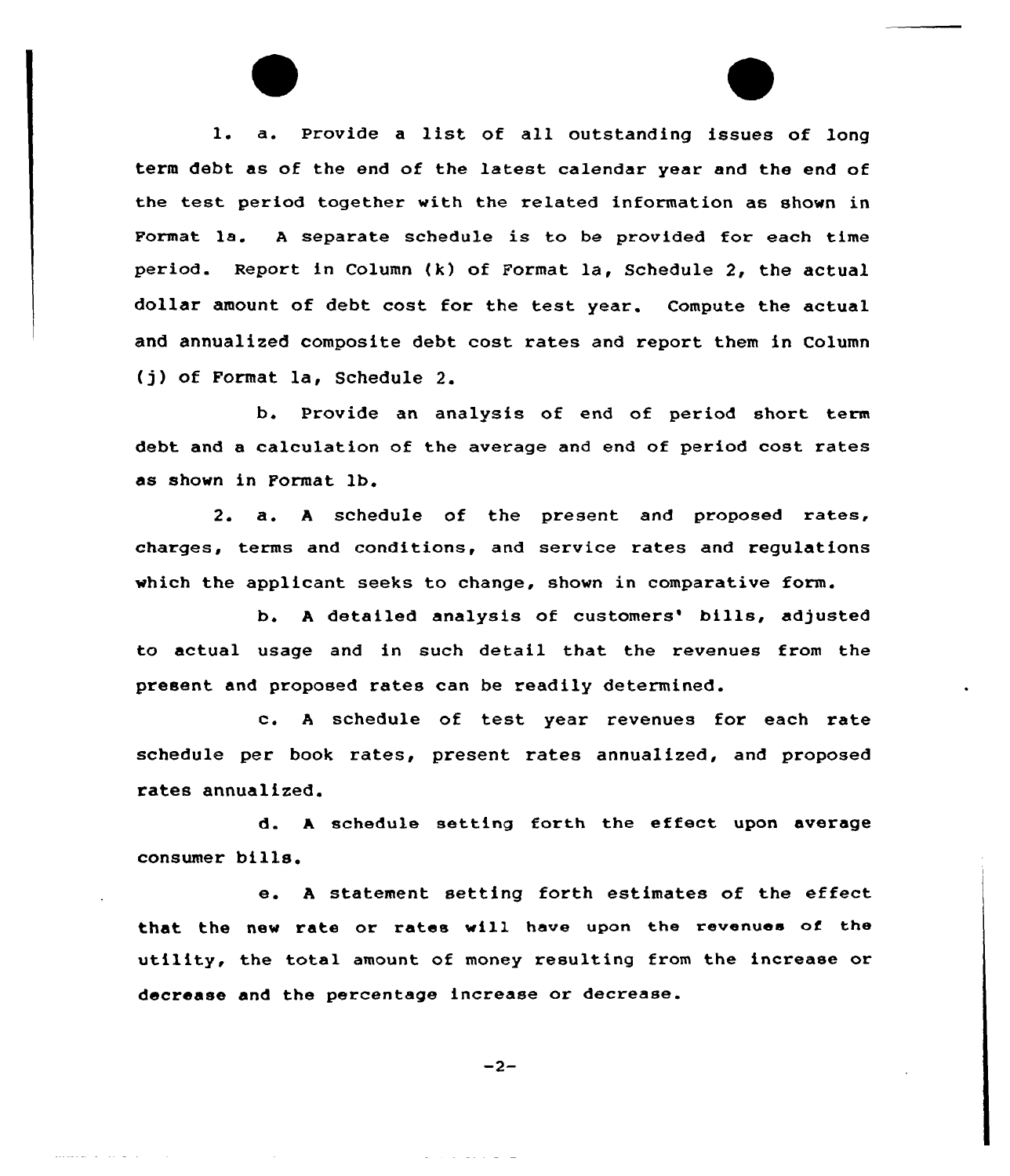1. a. Provide a list of all outstanding issues of long term debt as of the end of the latest calendar year and the end of the test period together with the related information as shown in Format 1a. A separate schedule is to be provided for each time period. Report in Column (k) of Format 1a, Schedule 2, the actual dollar amount of debt cost for the test year. Compute the actual and annualized composite debt cost rates and report them in Column (j) of Format 1a, Schedule 2.

b. Provide an analysis of end of period short term debt and a calculation of the average and end of period cost rates as shown in Format 1b.

2. a. A schedule of the present and proposed rates, charges, terms and conditions, and service rates and regulations which the applicant seeks to change, shown in comparative form.

b. A detailed analysis of customers' bills, adjusted to actual usage and in such detail that the revenues from the present and proposed rates can be readily determined.

c. A schedule of test year revenues for each rate schedule per book rates, present rates annualized, and proposed rates annualized.

d. A schedule setting forth the effect upon average consumer bills.

e. A statement setting forth estimates of the effect that the new rate or rates will have upon the revenues of the utility, the total amount of money resulting from the increase or decrease and the percentage increase or decrease.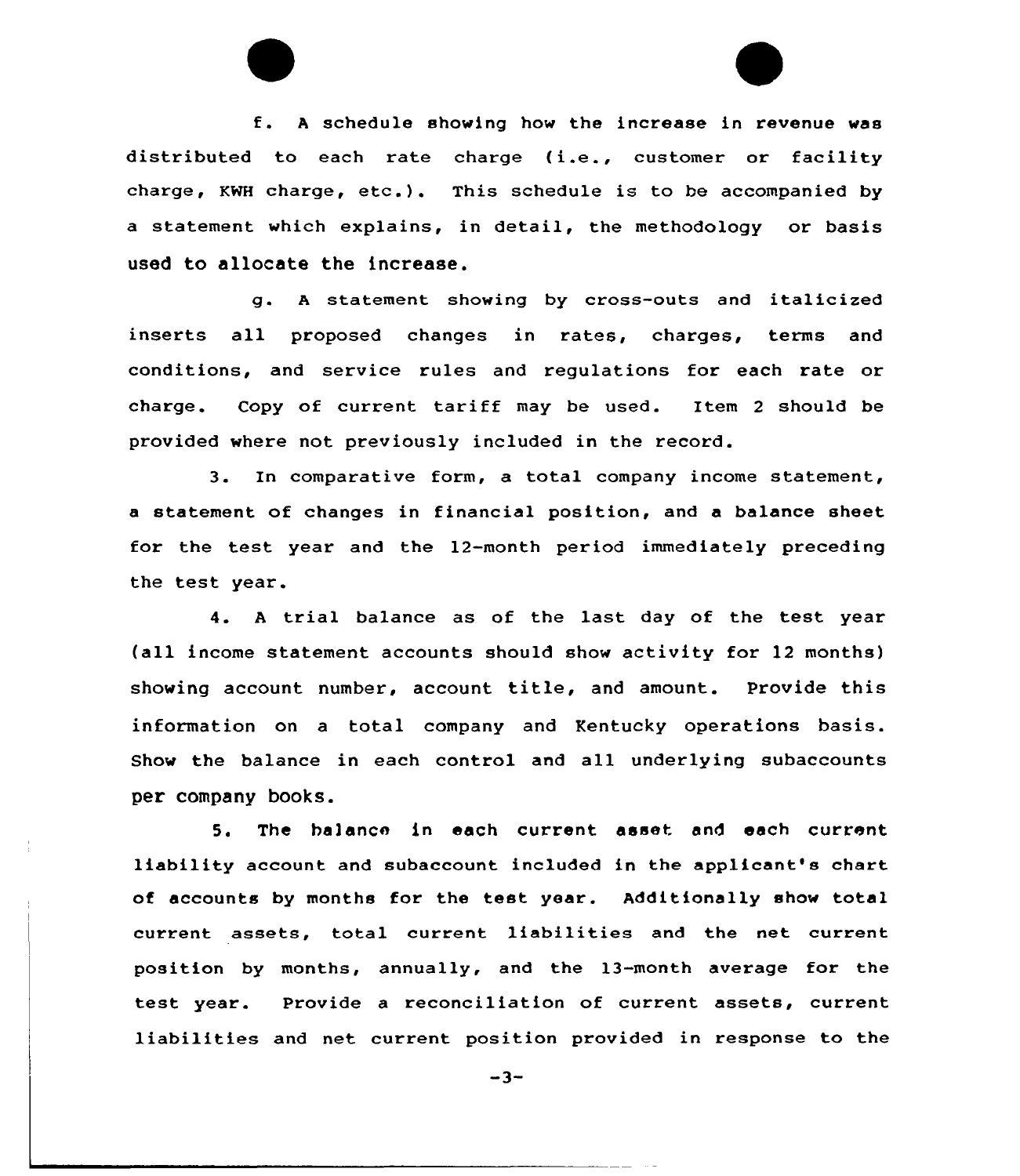f. A schedule showing how the increase in revenue was distributed to each rate charge (i.e., customer or facility charge, KWH charge, etc.). This schedule is to be accompanied by a statement which explains, in detail, the methodology or basis used to allocate the increase.

g. A statement showing by cross-outs and italicized inserts all proposed changes in rates, charges, terms and conditions, and service rules and regulations for each rate or charge. Copy of current tariff may be used. Item 2 should be provided where not previously included in the record.

3. In comparative form, a total company income statement, a statement of changes in financial position, and a balance sheet for the test year and the 12-month period immediately preceding the test year.

4. A trial balance as of the last day of the test year (all income statement accounts should show activity for 12 months) showing account number, account title, and amount. Provide this information on a total company and Kentucky operations basis. Show the balance in each control and all underlying subaccounts per company books.

5. The balance in each current asset and each current liability account and subaccount included in the applicant's chart of accounts by months for the test year. Additionally show total current assets, total current liabilities and the net current position by months, annually, and the 13-month average for the test year. Provide a reconciliation of current assets, current liabilities and net current position provided in response to the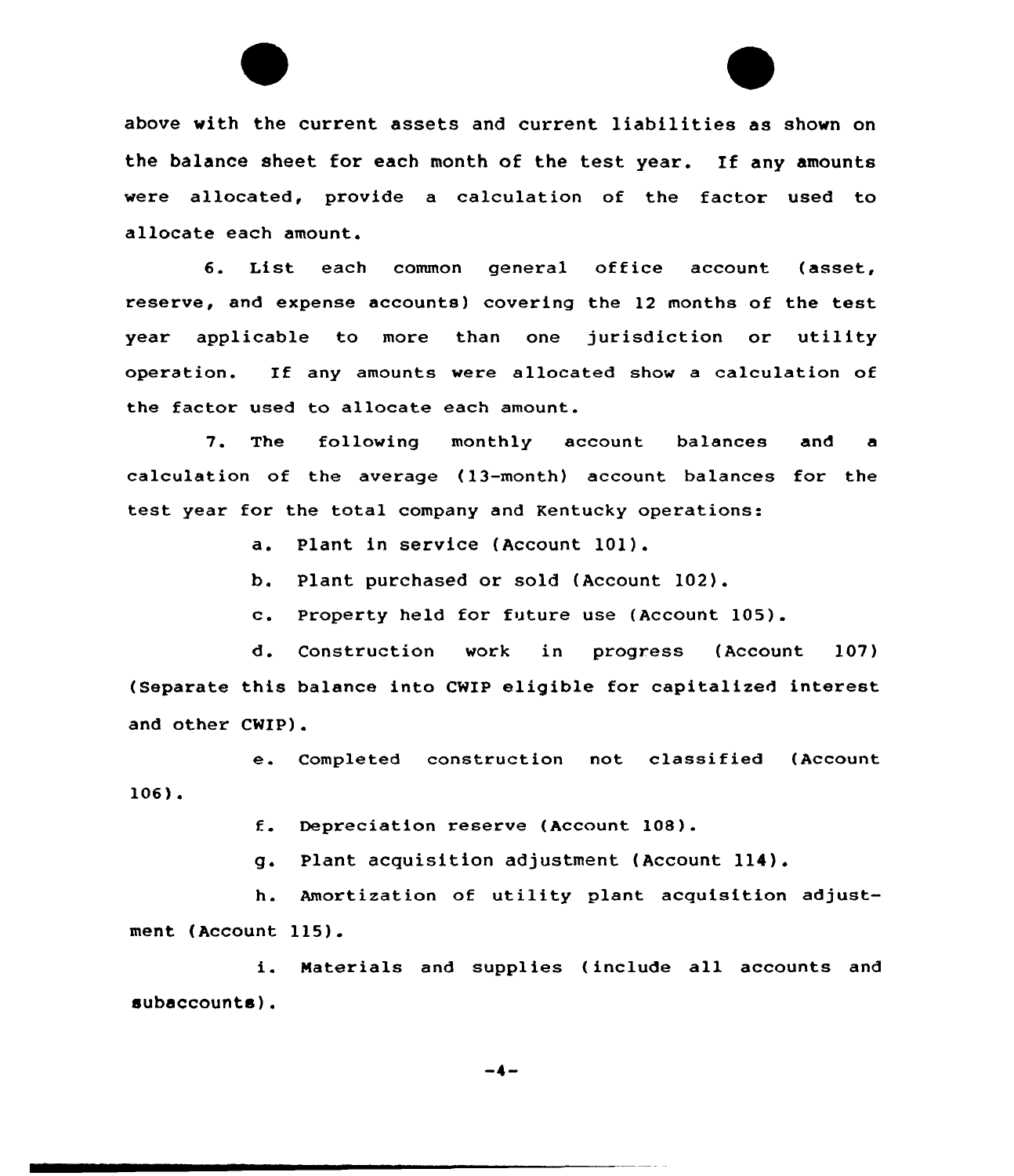above with the current assets and current liabilities as shown on the balance sheet for each month of the test year. If any amounts were allocated, provide a calculation of the factor used to allocate each amount.

6. List each common general office account (asset, reserve, and expense accounts) covering the 12 months of the test year applicable to more than one jurisdiction or utility operation. If any amounts were allocated show a calculation of the factor used to allocate each amount.

7. The following monthly account balances and a calculation of the average (13-month) account balances for the test year for the total company and Kentucky operations:

a. Plant in service (Account 101).

b. Plant purchased or sold (Account 102).

c. Property held for future use (Account 105).

d. Construction work in progress (Account 107) (Separate this balance into CWIP eligible for capitalized interest and other CWIP).

e. Completed construction not classified (Account 106).

f. Depreciation reserve (Account 108).

g. Plant acquisition adjustment (Account 114).

h. Amortization of utility plant acquisition adjustment (Account 115).

i. Materials and supplies (include all accounts and subaccounts).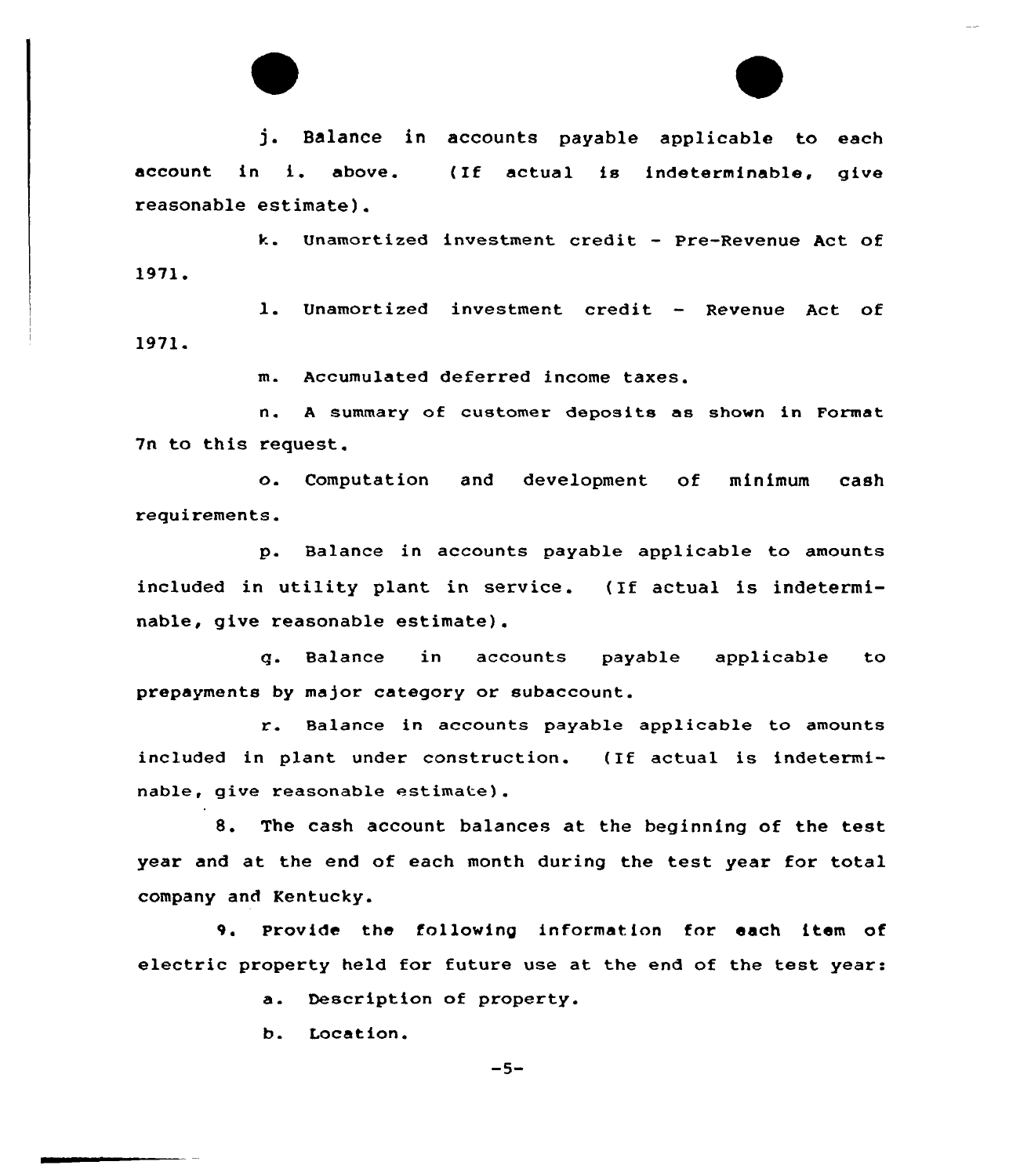j. Balance in accounts payable applicable to each account in i. above. (If actual is indeterminable, give reasonable estimate).

k. Unamortized investment credit - Pre-Revenue Act of 1971.

l. Unamortized investment credit - Revenue Act of 1971.

m. Accumulated deferred income taxes.

n. A summary of customer deposits as shown in Format 7n to this request.

o. Computation and development of minimum cash requirements.

p. Balance in accounts payable applicable to amounts included in utility plant in service. (If actual is indeterminable, give reasonable estimate).

q. Balance in accounts payable applicable to prepayments by major category or subaccount.

r. Balance in accounts payable applicable to amounts included in plant under construction. (If actual is indeterminable, give reasonable estimate).

8. The cash account balances at the beginning of the test year and at the end of each month during the test year for total company and Kentucky.

9. Provide the following information for each item of electric property held for future use at the end of the test year:

a. Description of property.

b. Location.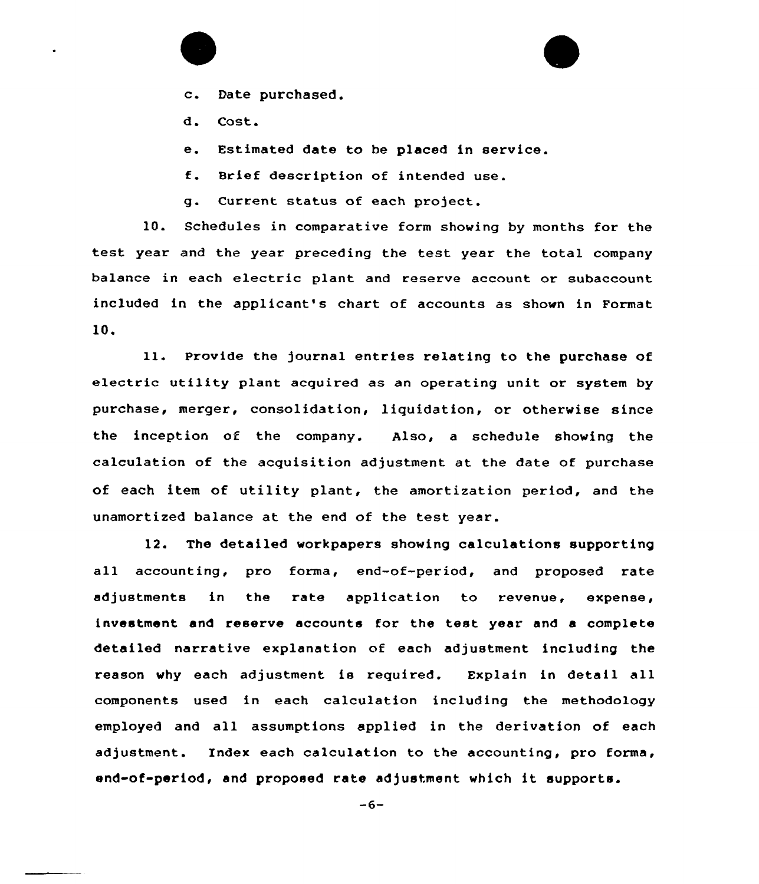c. Date purchased.

d. Cost.

e. Estimated date to be placed in service.

f. Brief description of intended use.

g. Current status of each project.

10. Schedules in comparative form showing by months for the test year and the year preceding the test year the total company balance in each electric plant and reserve account or subaccount included in the applicant's chart of accounts as shown in Format 10.

11. Provide the journal entries relating to the purchase of electric utility plant acquired as an operating unit or system by purchase, merger, consolidation, liquidation, or otherwise since the inception of the company. Also, a schedule showing the calculation of the acquisition adjustment at the date of purchase of each item of utility plant, the amortization period, and the unamortized balance at the end of the test year.

12. The detailed workpapers showing calculations supporting all accounting, pro forma, end-of-period, and proposed rate adjustments in the rate application to revenue, expense, investment and reserve accounts for the test year and a complete detailed narrative explanation of each adjustment including the reason why each adjustment is required. Explain in detail all components used in each calculation including the methodology employed and all assumptions applied in the derivation of each adjustment. Index each calculation to the accounting, pro forma, end-of-period, and proposed rate adjustment which it supports.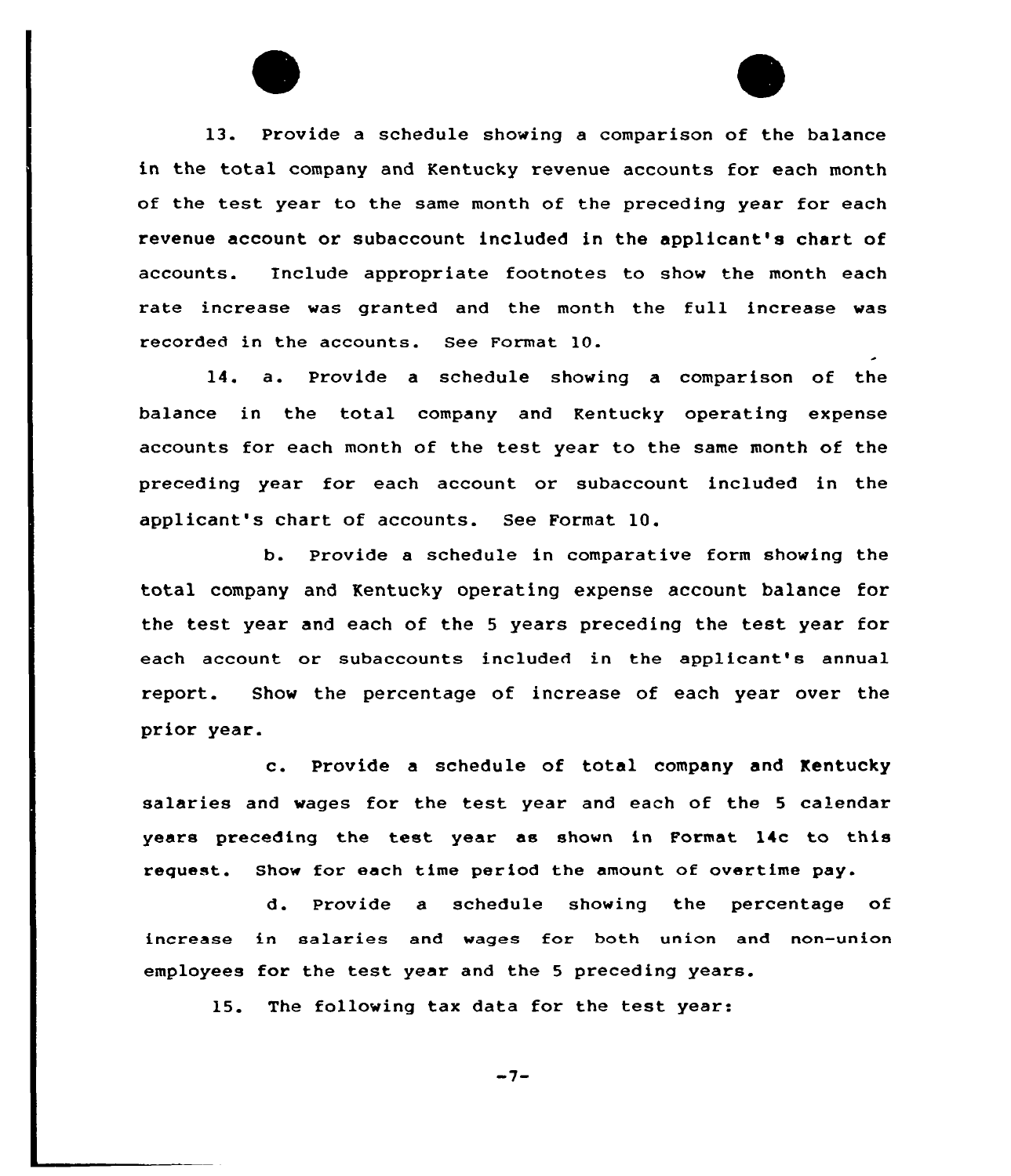13. Provide a schedule showing a comparison of the balance in the total company and Kentucky revenue accounts for each month of the test year to the same month of the preceding year for each revenue account or subaccount included in the applicant's chart of accounts. Include appropriate footnotes to show the month each rate increase was granted and the month the full increase was recorded in the accounts. See Format 10.

14. a. Provide a schedule showing a comparison of the balance in the total company and Kentucky operating expense accounts for each month of the test year to the same month of the preceding year for each account or subaccount included in the applicant's chart of accounts. See Format 10.

b. Provide a schedule in comparative form showing the total company and Kentucky operating expense account balance for the test year and each of the 5 years preceding the test year for each account or subaccounts included in the applicant's annual report. Show the percentage of increase of each year over the prior year.

c. Provide a schedule of total company and Kentucky salaries and wages for the test year and each of the 5 calendar years preceding the test year as shown in Format 14c to this request. Show for each time period the amount of overtime pay.

d. Provide a schedule showing the percentage of increase in salaries and wages for both union and non-union employees for the test year and the 5 preceding years.

15. The following tax data for the test year: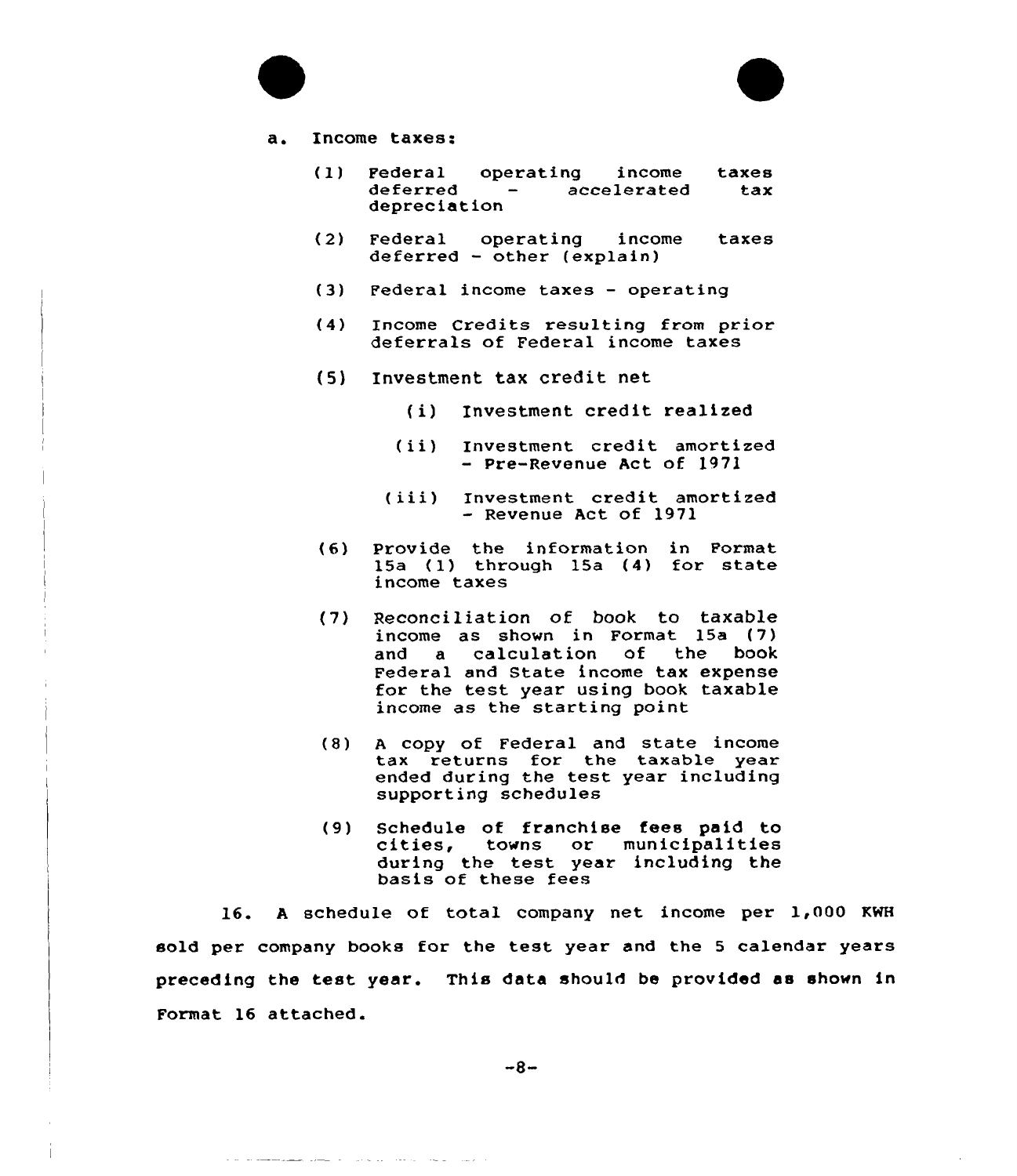a. Income taxes:

(1) Federal operating income taxes deferred - accelerated tax depreciation

(2) Federal operating income taxes deferred - other (explain)

(3) Federal income taxes - operating

(4) Income Credits resulting from prior deferrals of Federal income taxes

(5) Investment tax credit net

(i) Investment credit realized

(ii) Investment credit amortized - Pre-Revenue Act of 1971

(iii) Investment credit amortized - Revenue Act of 1971

(6) Provide the information in Format 15a (1) through 15a (4) for state income taxes

(7) Reconciliation of book to taxable income as shown in Format 15a (7) and a calculation of the book Federal and State income tax expense for the test year using book taxable income as the starting point

(8) A copy of Federal and state income tax returns for the taxable year ended during the test year including supporting schedules

(9) Schedule of franchise fees paid to cities, towns or municipalities during the test year including the basis of these fees

16. A schedule of total company net income per 1,000 KWH sold per company books for the test year and the 5 calendar years preceding the test year. This data should be provided as shown in Format 16 attached.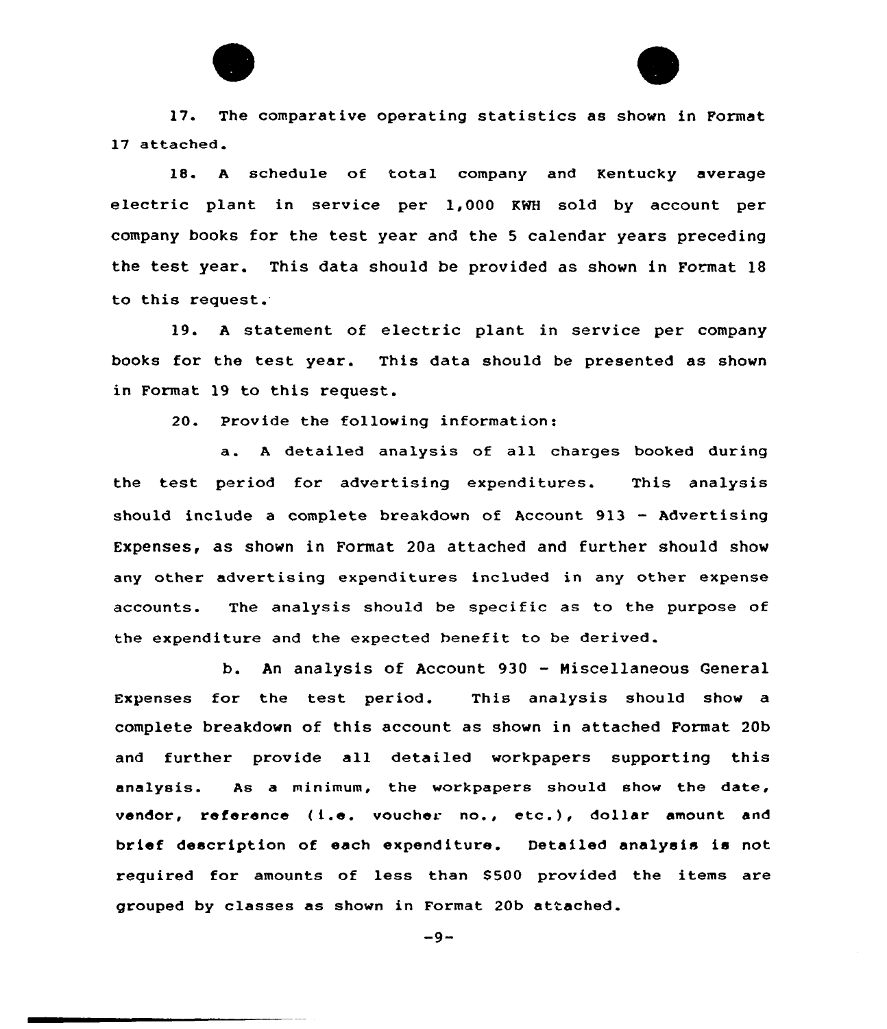17. The comparative operating statistics as shown in Format 17 attached.

18. A schedule of total company and Kentucky average electric plant in service per 1,000 KWH sold by account per company books for the test year and the 5 calendar years preceding the test year. This data should be provided as shown in Format 18 to this request.

19. A statement of electric plant in service per company books for the test year. This data should be presented as shown in Format 19 to this request.

20. Provide the following information:

a. A detailed analysis of all charges booked during the test period for advertising expenditures. This analysis should include a complete breakdown of Account 913 - Advertising Expenses, as shown in Format 20a attached and further should show any other advertising expenditures included in any other expense accounts. The analysis should be specific as to the purpose of the expenditure and the expected benefit to be derived.

b. An analysis of Account 930 - Miscellaneous General Expenses for the test period. This analysis should show a complete breakdown of this account as shown in attached Format 20b and further provide all detailed workpapers supporting this analysis. As a minimum, the workpapers should show the date, vendor, reference (i.e. voucher no., etc.), dollar amount and brief description of each expenditure. Detailed analysis is not required for amounts of less than $500 provided the items are grouped by classes as shown in Format 20b attached.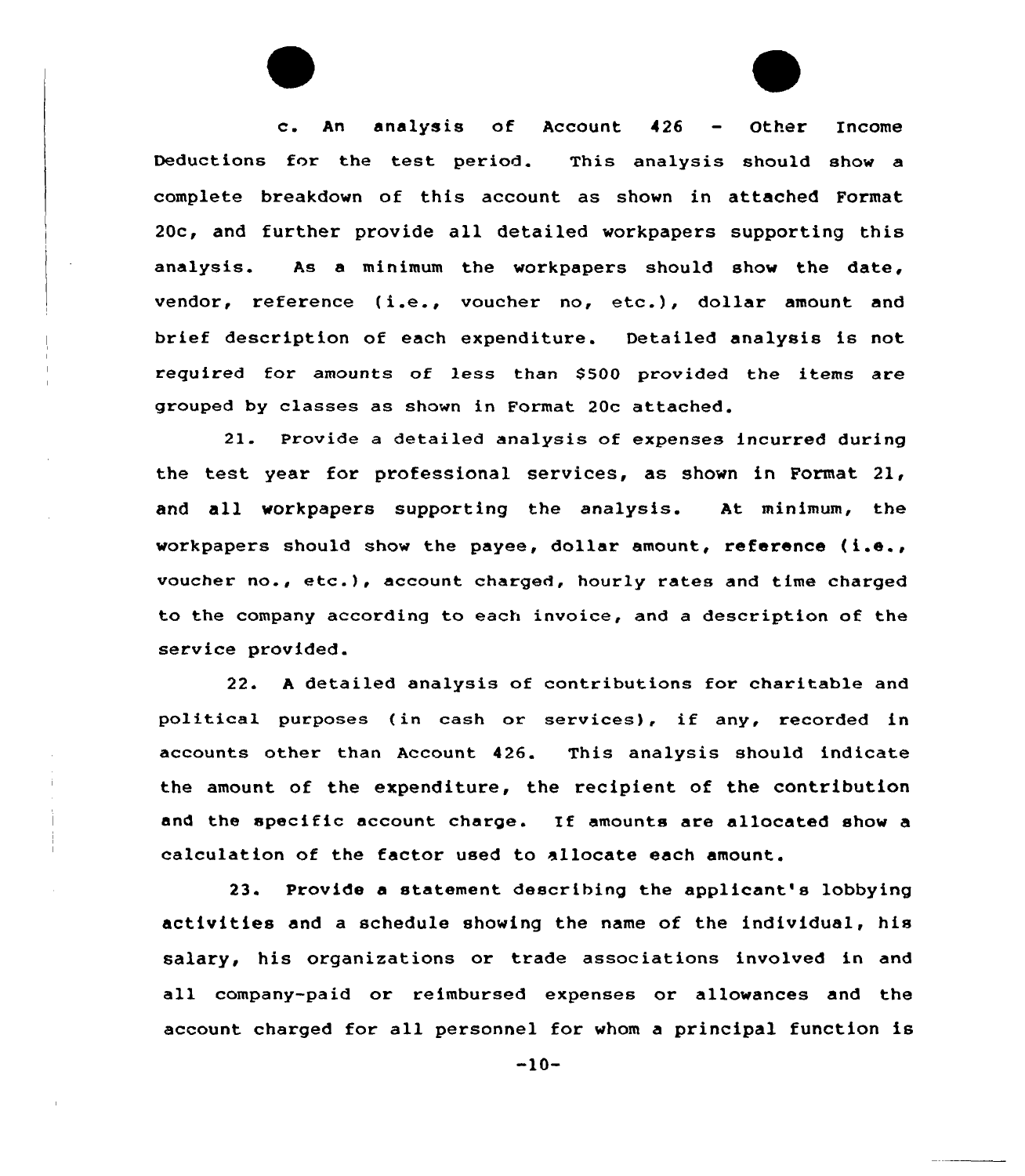c. An analysis of Account 426 - Other Income Deductions for the test period. This analysis should show a complete breakdown of this account as shown in attached Format 20c, and further provide all detailed workpapers supporting this analysis. As a minimum the workpapers should show the date, vendor, reference (i.e., voucher no, etc.), dollar amount and brief description of each expenditure. Detailed analysis is not required for amounts of less than $500 provided the items are grouped by classes as shown in Format 20c attached.

21. Provide a detailed analysis of expenses incurred during the test year for professional services, as shown in Format 21, and all workpapers supporting the analysis. At minimum, the workpapers should show the payee, dollar amount, reference (i.e., voucher no., etc.), account charged, hourly rates and time charged to the company according to each invoice, and a description of the service provided.

22. A detailed analysis of contributions for charitable and political purposes (in cash or services), if any, recorded in accounts other than Account 426. This analysis should indicate the amount of the expenditure, the recipient of the contribution and the specific account charge. If amounts are allocated show a calculation of the factor used to allocate each amount.

23. Provide a statement describing the applicant's lobbying activities and a schedule showing the name of the individual, his salary, his organizations or trade associations involved in and all company-paid or reimbursed expenses or allowances and the account charged for all personnel for whom a principal function is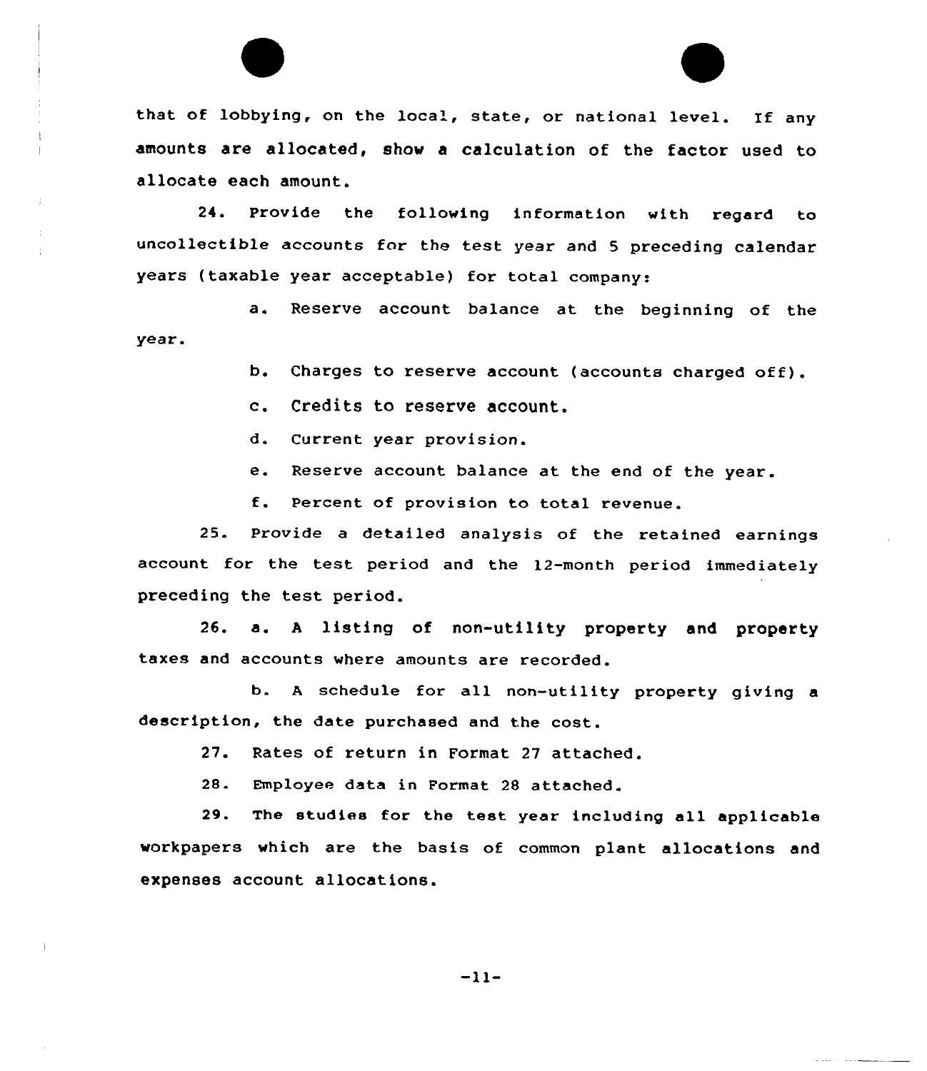that of lobbying, on the local, state, or national level. If any amounts are allocated, show a calculation of the factor used to allocate each amount.

24. Provide the following information with regard to uncollectible accounts for the test year and 5 preceding calendar years (taxable year acceptable) for total company:

a. Reserve account balance at the beginning of the year.

b. Charges to reserve account (accounts charged off).

c. Credits to reserve account.

d. Current year provision.

e. Reserve account balance at the end of the year.

f. Percent of provision to total revenue.

25. Provide a detailed analysis of the retained earnings account for the test period and the 12-month period immediately preceding the test period.

26. a. A listing of non-utility property and property taxes and accounts where amounts are recorded.

b. A schedule for all non-utility property giving a description, the date purchased and the cost.

27. Rates of return in Format 27 attached.

28. Employee data in Format 28 attached.

29. The studies for the test year including all applicable workpapers which are the basis of common plant allocations and expenses account allocations.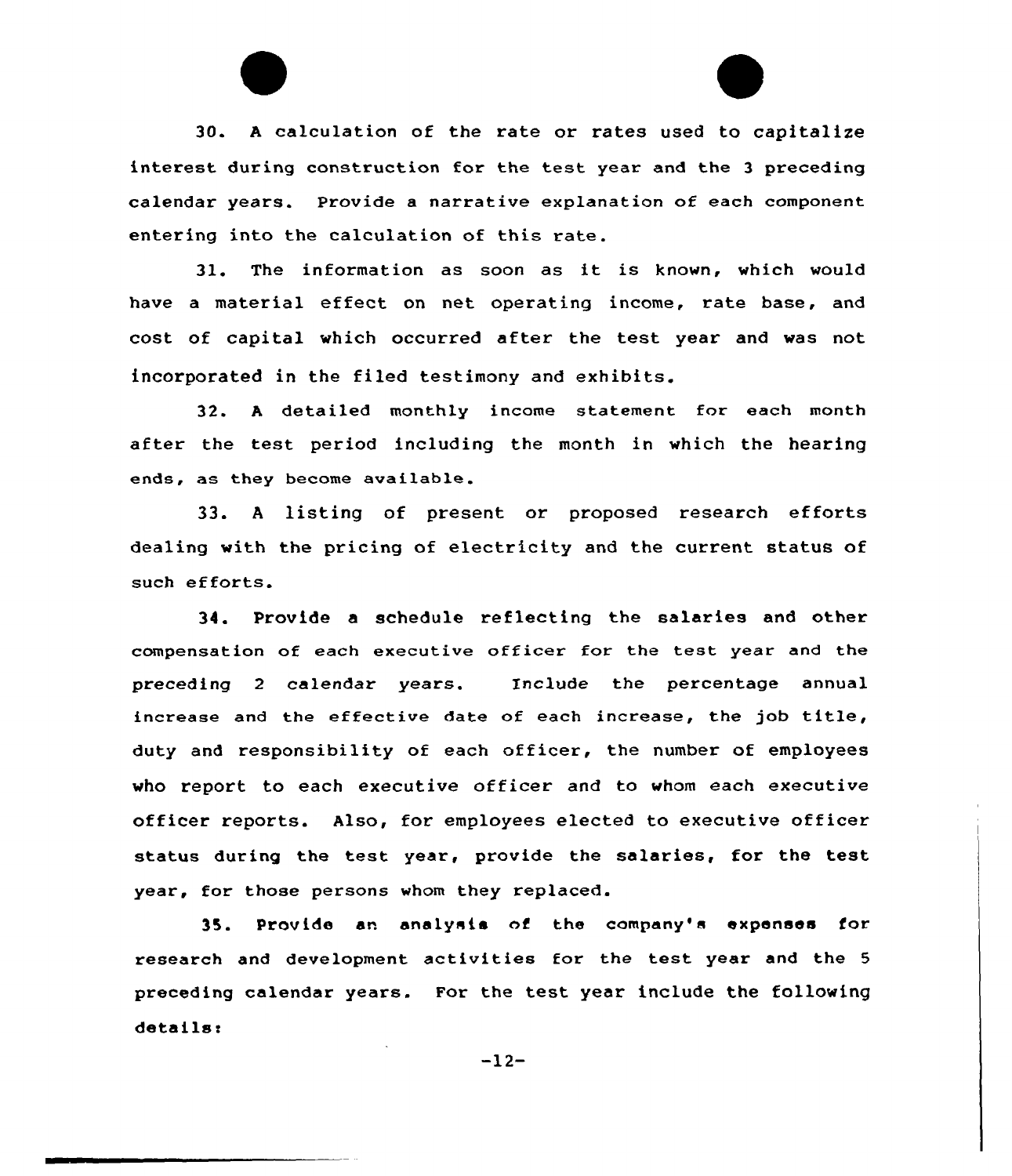30. A calculation of the rate or rates used to capitalize interest during construction for the test year and the 3 preceding calendar years. Provide a narrative explanation of each component entering into the calculation of this rate.

31. The information as soon as it is known, which would have a material effect on net operating income, rate base, and cost of capital which occurred after the test year and was not incorporated in the filed testimony and exhibits.

32. A detailed monthly income statement for each month after the test period including the month in which the hearing ends, as they become available.

33. A listing of present or proposed research efforts dealing with the pricing of electricity and the current status of such efforts.

34. Provide a schedule reflecting the salaries and other compensation of each executive officer for the test year and the preceding 2 calendar years. Include the percentage annual increase and the effective date of each increase, the job title, duty and responsibility of each officer, the number of employees who report to each executive officer and to whom each executive officer reports. Also, for employees elected to executive officer status during the test year, provide the salaries, for the test year, for those persons whom they replaced.

35. Provide an analysis of the company's expenses for research and development activities for the test year and the 5 preceding calendar years. For the test year include the following details: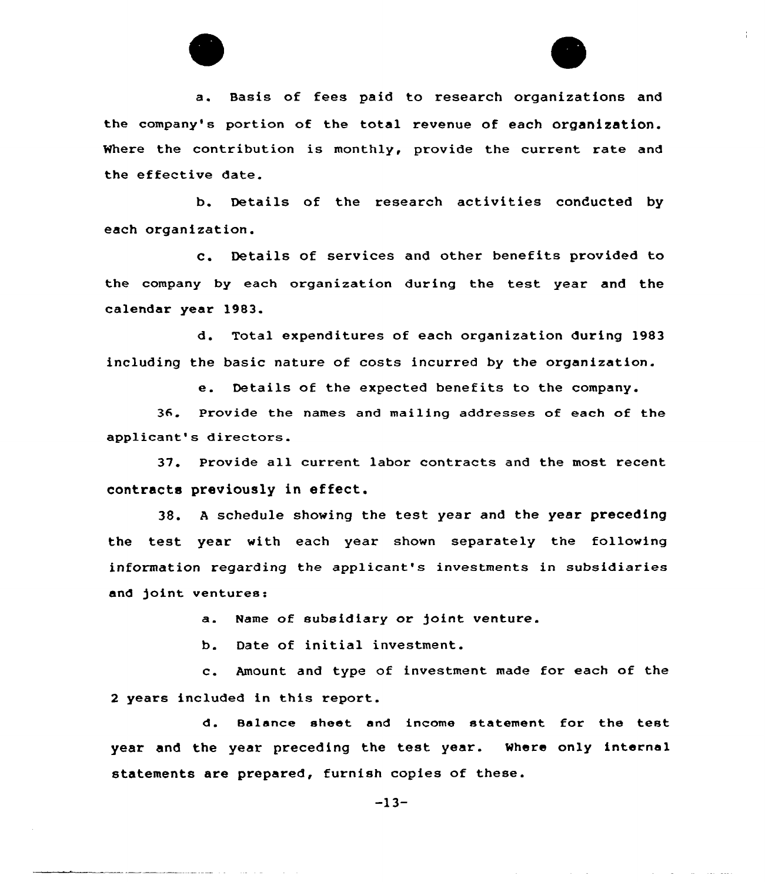a. Basis of fees paid to research organizations and the company's portion of the total revenue of each organization. Where the contribution is monthly, provide the current rate and the effective date.

b. Details of the research activities conducted by each organization.

c. Details of services and other benefits provided to the company by each organization during the test year and the calendar year 1983.

d. Total expenditures of each organization during 1983 including the basic nature of costs incurred by the organization.

e. Details of the expected benefits to the company.

36. Provide the names and mailing addresses of each of the applicant's directors.

37. Provide all current labor contracts and the most recent contracts previously in effect.

38. A schedule showing the test year and the year preceding the test year with each year shown separately the following information regarding the applicant's investments in subsidiaries and joint ventures:

a. Name of subsidiary or joint venture.

b. Date of initial investment.

c. Amount and type of investment made for each of the 2 years included in this report.

d. Balance sheet and income statement for the test year and the year preceding the test year. Where only internal statements are prepared, furnish copies of these.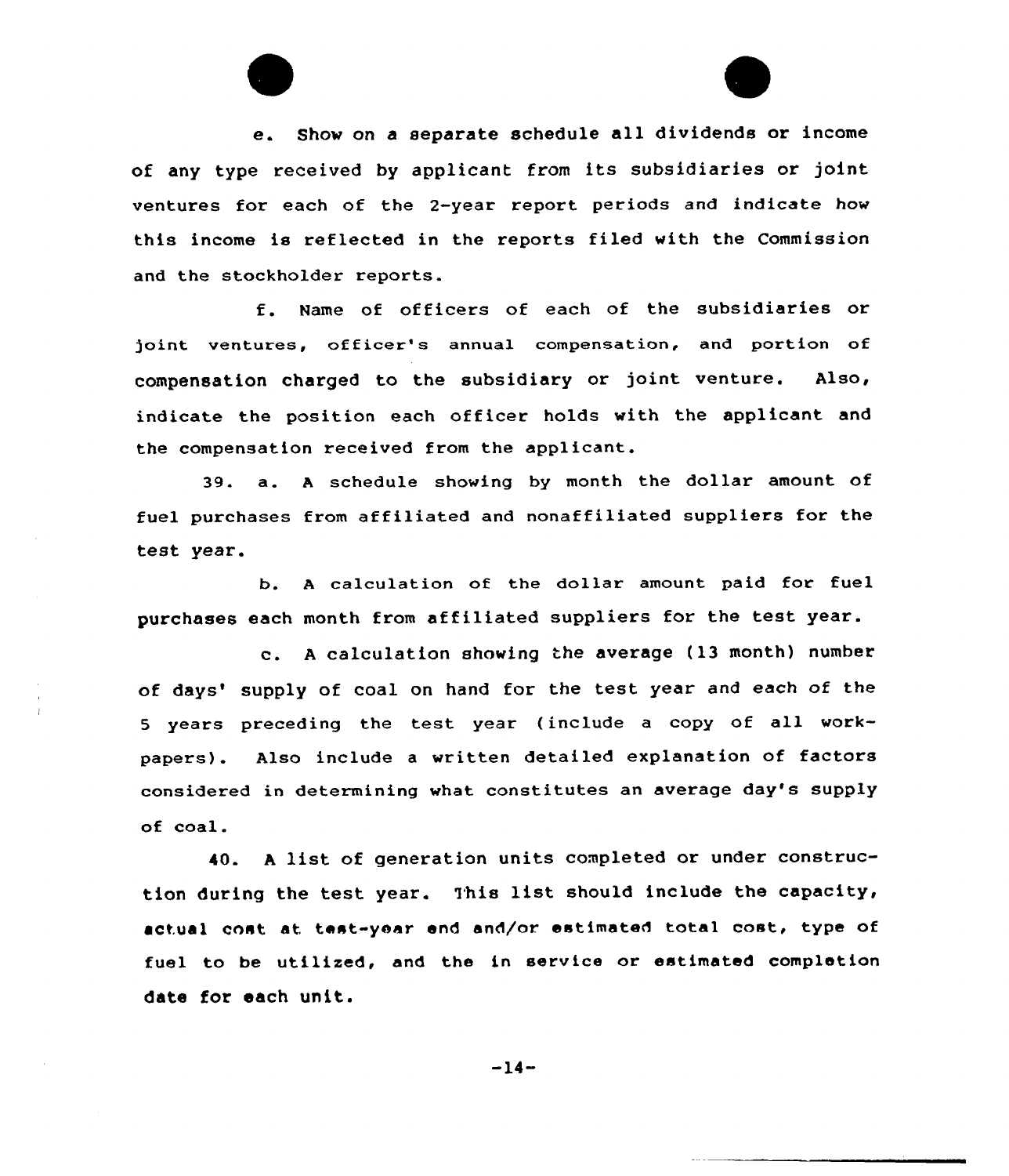e. Show on a separate schedule all dividends or income of any type received by applicant from its subsidiaries or joint ventures for each of the 2-year report periods and indicate how this income is reflected in the reports filed with the Commission and the stockholder reports.

f. Name of officers of each of the subsidiaries or joint ventures, officer's annual compensation, and portion of compensation charged to the subsidiary or joint venture. Also, indicate the position each officer holds with the applicant and the compensation received from the applicant.

39. a. A schedule showing by month the dollar amount of fuel purchases from affiliated and nonaffiliated suppliers for the test year.

b. A calculation of the dollar amount paid for fuel purchases each month from affiliated suppliers for the test year.

c. A calculation showing the average (13 month) number of days' supply of coal on hand for the test year and each of the 5 years preceding the test year (include a copy of all workpapers). Also include a written detailed explanation of factors considered in determining what constitutes an average day's supply of coal.

40. A list of generation units completed or under construction during the test year. This list should include the capacity, actual cost at test-year end and/or estimated total cost, type of fuel to be utilized, and the in service or estimated completion date for each unit.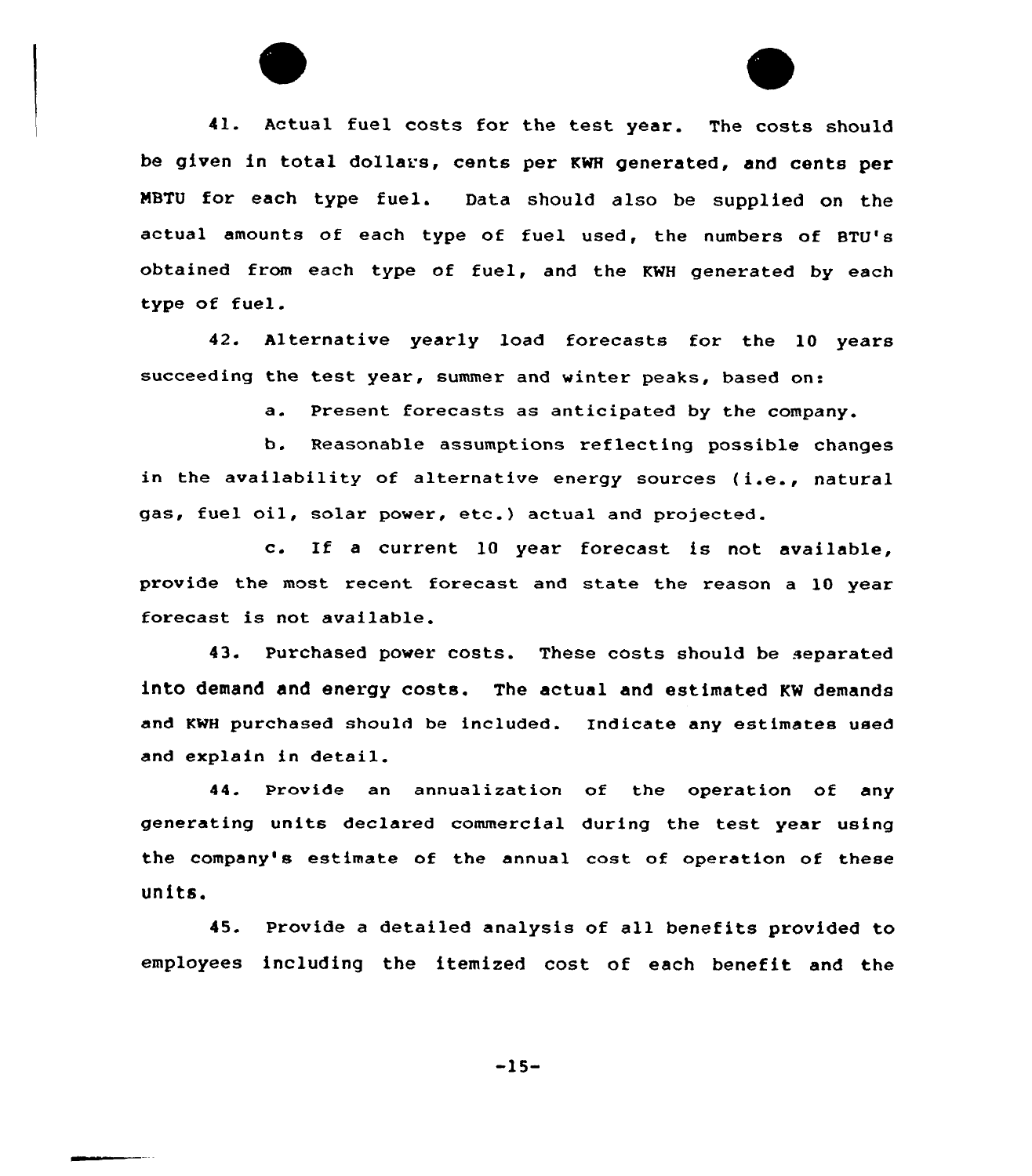41. Actual fuel costs for the test year. The costs should be given in total dollars, cents per KWH generated, and cents per MBTU for each type fuel. Data should also be supplied on the actual amounts of each type of fuel used, the numbers of BTU's obtained from each type of fuel, and the KWH generated by each type of fuel.

42. Alternative yearly load forecasts for the 10 years succeeding the test year, summer and winter peaks, based on:

a. Present forecasts as anticipated by the company.

b. Reasonable assumptions reflecting possible changes in the availability of alternative energy sources (i.e., natural gas, fuel oil, solar power, etc.) actual and projected.

c. If a current 10 year forecast is not available, provide the most recent forecast and state the reason a 10 year forecast is not available.

43. Purchased power costs. These costs should be separated into demand and energy costs. The actual and estimated KW demands and KWH purchased should be included. Indicate any estimates used and explain in detail.

44. Provide an annualization of the operation of any generating units declared commercial during the test year using the company's estimate of the annual cost of operation of these units.

45. Provide a detailed analysis of all benefits provided to employees including the itemized cost of each benefit and the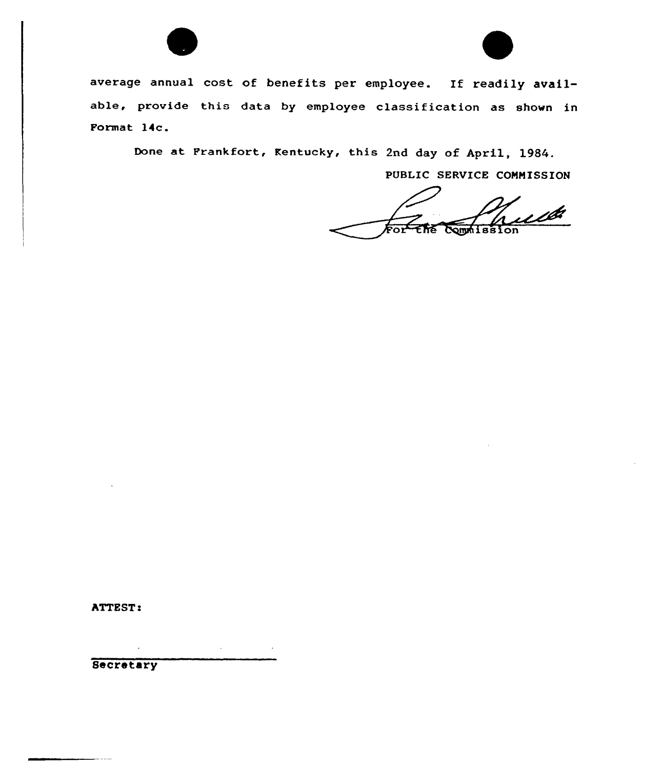average annual cost of benefits per employee. If readily available, provide this data by employee classification as shown in Format 14c.

Done at Frankfort, Kentucky, this 2nd day of April, 1984.

PUBLIC SERVICE COMMISSION

For the Commission

ATTEST:

Secretary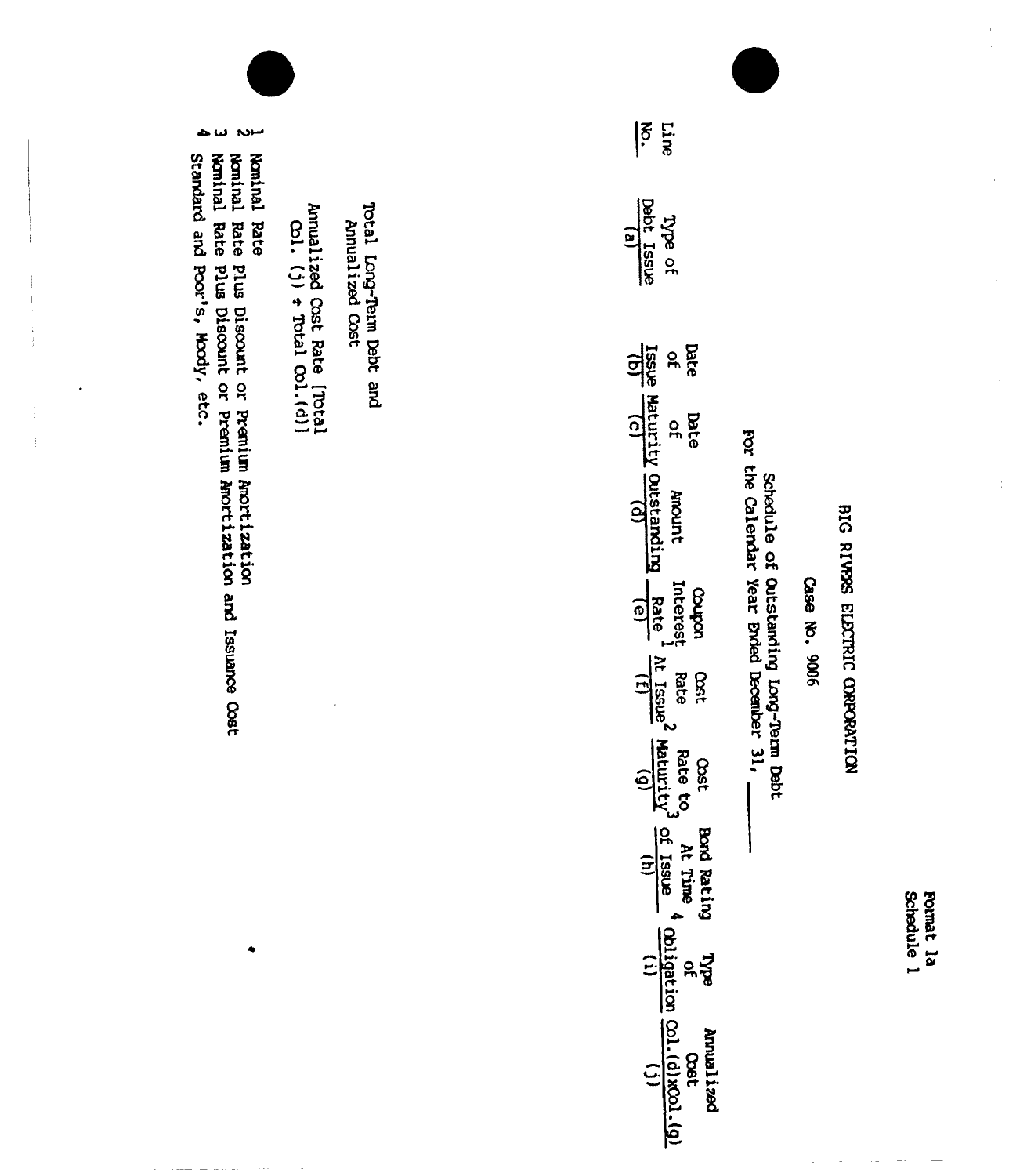Format 1a
Schedule 1

# BIG RIVERS ELECTRIC CORPORATION

## Case No. 9006

### Schedule of Outstanding Long-Term Debt
### For the Calendar Year Ended December 31, ______

| Line No. | Type of Debt Issue (a) | Date of Issue (b) | Date of Maturity (c) | Amount Outstanding (d) | Coupon Interest Rate [1] (e) | Cost Rate At Issue [2] (f) | Cost Rate to Maturity [3] (g) | Bond Rating At Time of Issue [4] (h) | Type of Obligation (i) | Annualized Cost Col.(d)xCol.(g) (j) |
|---|---|---|---|---|---|---|---|---|---|---|
| | Total Long-Term Debt and Annualized Cost | | | | | | | | | |
| | Annualized Cost Rate [Total Col. (j) ÷ Total Col.(d)] | | | | | | | | | |

1 Nominal Rate
2 Nominal Rate Plus Discount or Premium Amortization
3 Nominal Rate Plus Discount or Premium Amortization and Issuance Cost
4 Standard and Poor's, Moody, etc.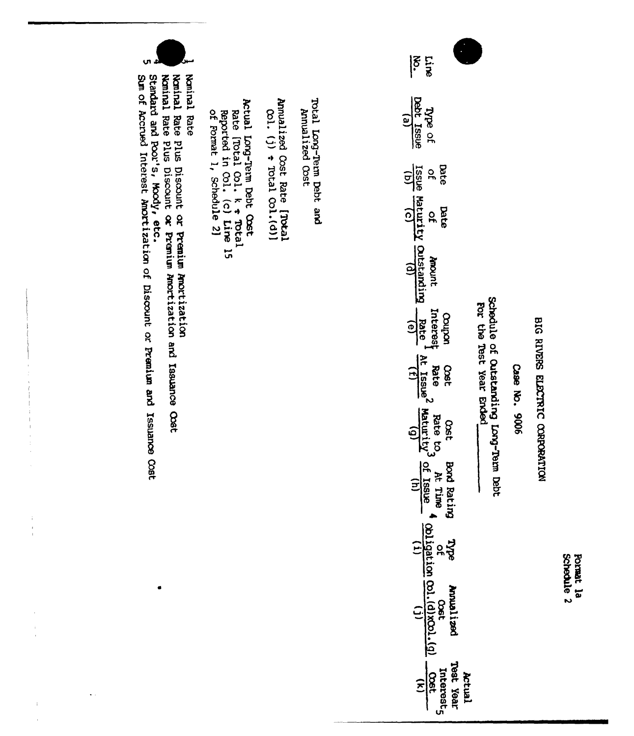Format 1a
Schedule 2

# BIG RIVERS ELECTRIC CORPORATION

## Case No. 9006

### Schedule of Outstanding Long-Term Debt
### For the Test Year Ended ________

| Line No. | Type of Debt Issue (a) | Date of Issue (b) | Date of Maturity (c) | Amount Outstanding (d) | Coupon Interest Rate [1] (e) | Cost Rate At Issue [2] (f) | Cost Rate to Maturity [3] (g) | Bond Rating At Time of Issue [4] (h) | Type of Obligation (i) | Annualized Cost Col.(d)xCol.(g) (j) | Actual Test Year Interest Cost [5] (k) |
|---|---|---|---|---|---|---|---|---|---|---|---|
| | Total Long-Term Debt and Annualized Cost | | | | | | | | | | |
| | Annualized Cost Rate [Total Col. (j) ÷ Total Col.(d)] | | | | | | | | | | |
| | Actual Long-Term Debt Cost Rate [Total Col. k ÷ Total Reported in Col. (c) Line 15 of Format 1, Schedule 2] | | | | | | | | | | |

[1] Nominal Rate
[2] Nominal Rate Plus Discount or Premium Amortization
[3] Nominal Rate Plus Discount or Premium Amortization and Issuance Cost
[4] Standard and Poor's, Moody, etc.
[5] Sum of Accrued Interest Amortization of Discount or Premium and Issuance Cost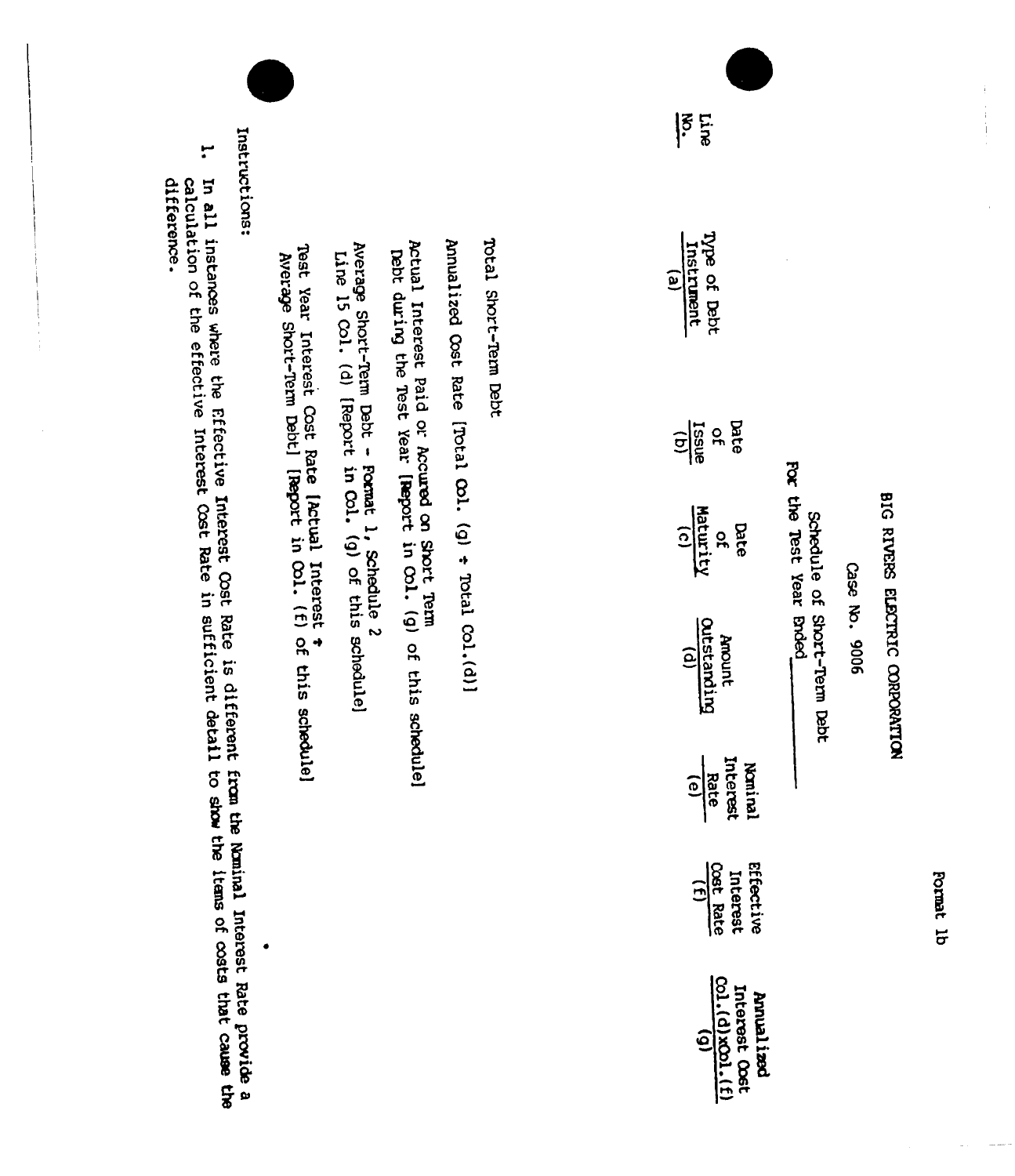Format 1b

BIG RIVERS ELECTRIC CORPORATION

Case No. 9006

Schedule of Short-Term Debt

For the Test Year Ended \_\_\_\_\_\_\_\_

| Line No. | Type of Debt Instrument (a) | Date of Issue (b) | Date of Maturity (c) | Amount Outstanding (d) | Nominal Interest Rate (e) | Effective Interest Cost Rate (f) | Annualized Interest Cost Col.(d)xCol.(f) (g) |
|---|---|---|---|---|---|---|---|
| | Total Short-Term Debt | | | | | | |
| | Annualized Cost Rate [Total Col. (g) ÷ Total Col.(d)] | | | | | | |
| | Actual Interest Paid or Accured on Short Term Debt during the Test Year [Report in Col. (g) of this schedule] | | | | | | |
| | Average Short-Term Debt - Format 1, Schedule 2 Line 15 Col. (d) [Report in Col. (g) of this schedule] | | | | | | |
| | Test Year Interest Cost Rate [Actual Interest ÷ Average Short-Term Debt] [Report in Col. (f) of this schedule] | | | | | | |

Instructions:

1. In all instances where the Effective Interest Cost Rate is different from the Nominal Interest Rate provide a calculation of the effective Interest Cost Rate in sufficient detail to show the items of costs that cause the difference.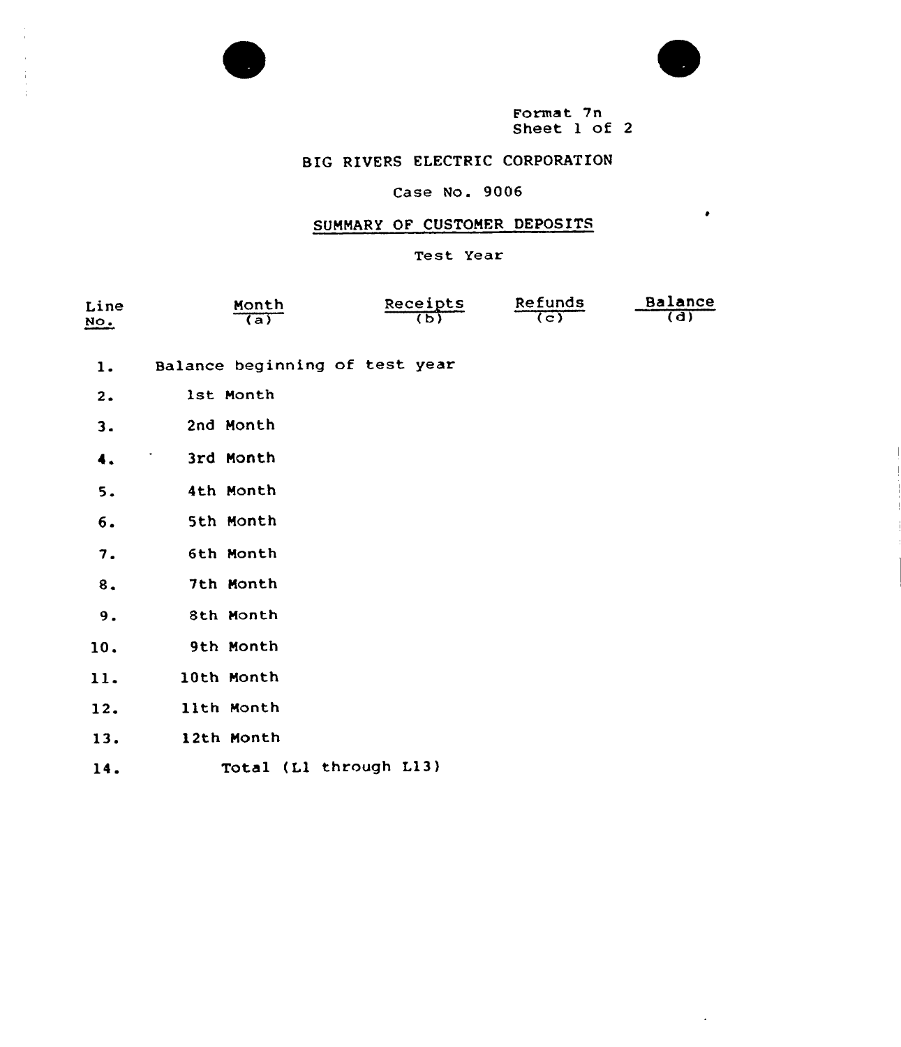Format 7n
Sheet 1 of 2

# BIG RIVERS ELECTRIC CORPORATION

## Case No. 9006

## SUMMARY OF CUSTOMER DEPOSITS

Test Year

| Line No. | Month (a) | Receipts (b) | Refunds (c) | Balance (d) |
|---|---|---|---|---|
| 1. | Balance beginning of test year | | | |
| 2. | 1st Month | | | |
| 3. | 2nd Month | | | |
| 4. | 3rd Month | | | |
| 5. | 4th Month | | | |
| 6. | 5th Month | | | |
| 7. | 6th Month | | | |
| 8. | 7th Month | | | |
| 9. | 8th Month | | | |
| 10. | 9th Month | | | |
| 11. | 10th Month | | | |
| 12. | 11th Month | | | |
| 13. | 12th Month | | | |
| 14. | Total (L1 through L13) | | | |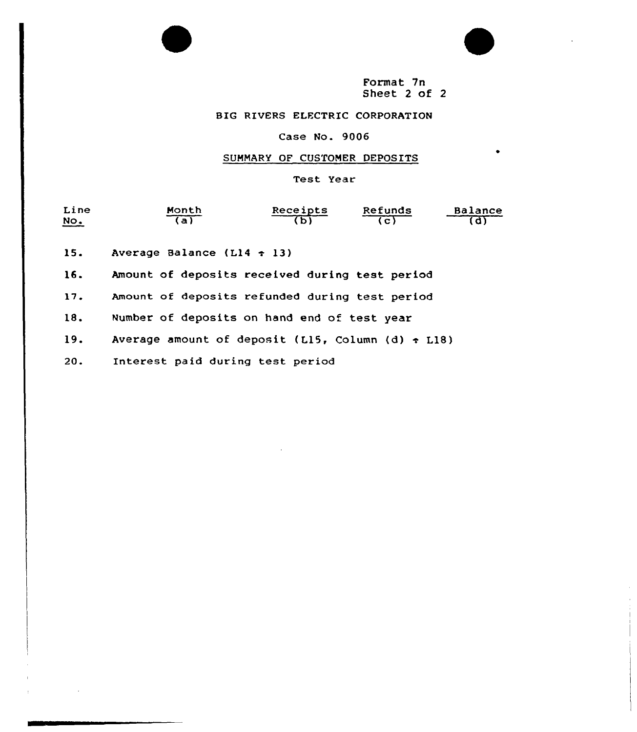Format 7n
Sheet 2 of 2

BIG RIVERS ELECTRIC CORPORATION

Case No. 9006

SUMMARY OF CUSTOMER DEPOSITS

Test Year

| Line No. | Month (a) | Receipts (b) | Refunds (c) | Balance (d) |
|---|---|---|---|---|
| 15. | Average Balance (L14 ÷ 13) | | | |
| 16. | Amount of deposits received during test period | | | |
| 17. | Amount of deposits refunded during test period | | | |
| 18. | Number of deposits on hand end of test year | | | |
| 19. | Average amount of deposit (L15, Column (d) ÷ L18) | | | |
| 20. | Interest paid during test period | | | |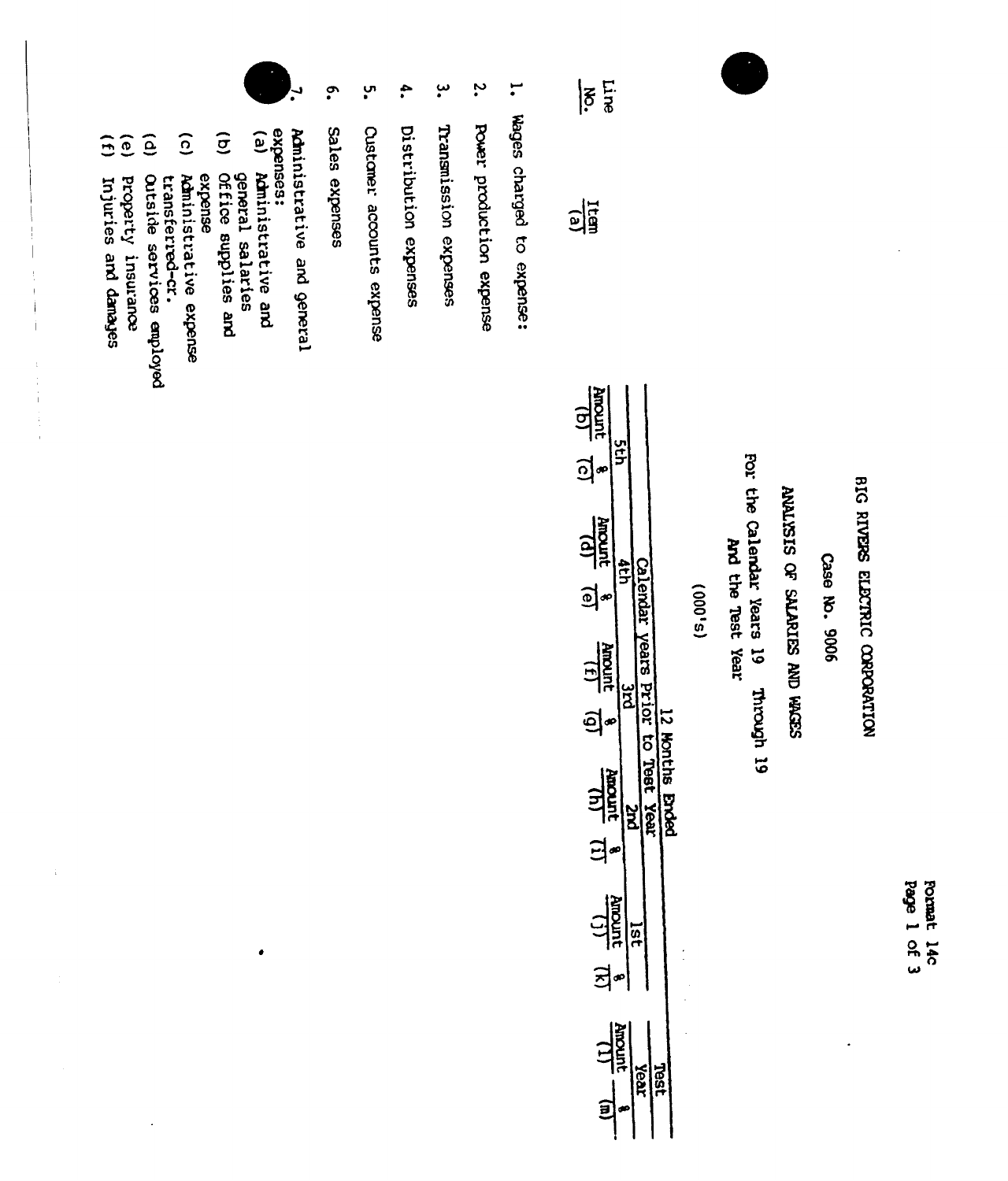Format 14c
Page 1 of 3

# BIG RIVERS ELECTRIC CORPORATION

## Case No. 9006

## ANALYSIS OF SALARIES AND WAGES

For the Calendar Years 19   Through 19
And the Test Year

(000's)

| | | 12 Months Ended | | | | | | | | | | | |
|---|---|---|---|---|---|---|---|---|---|---|---|---|---|
| | | Calendar years Prior to Test Year | | | | | | | | | | Test Year | |
| | | 5th | | 4th | | 3rd | | 2nd | | 1st | | | |
| Line No. | Item (a) | Amount (b) | % (c) | Amount (d) | % (e) | Amount (f) | % (g) | Amount (h) | % (i) | Amount (j) | % (k) | Amount (l) | % (m) |
| 1. | Wages charged to expense: | | | | | | | | | | | | |
| 2. | Power production expense | | | | | | | | | | | | |
| 3. | Transmission expenses | | | | | | | | | | | | |
| 4. | Distribution expenses | | | | | | | | | | | | |
| 5. | Customer accounts expense | | | | | | | | | | | | |
| 6. | Sales expenses | | | | | | | | | | | | |
| 7. | Administrative and general expenses: | | | | | | | | | | | | |
| | (a) Administrative and general salaries | | | | | | | | | | | | |
| | (b) Office supplies and expense | | | | | | | | | | | | |
| | (c) Administrative expense transferred-cr. | | | | | | | | | | | | |
| | (d) Outside services employed | | | | | | | | | | | | |
| | (e) Property insurance | | | | | | | | | | | | |
| | (f) Injuries and damages | | | | | | | | | | | | |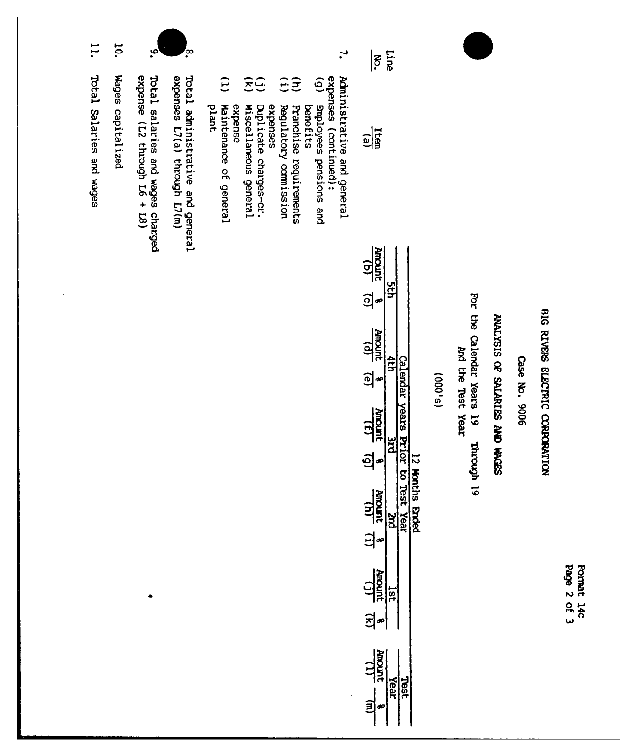Format 14c
Page 2 of 3

# BIG RIVERS ELECTRIC CORPORATION

## Case No. 9006

## ANALYSIS OF SALARIES AND WAGES

For the Calendar Years 19 Through 19
And the Test Year

(000's)

| Line No. | Item (a) | 5th Amount (b) | 5th % (c) | 4th Amount (d) | 4th % (e) | 3rd Amount (f) | 3rd % (g) | 2nd Amount (h) | 2nd % (i) | 1st Amount (j) | 1st % (k) | Test Year Amount (l) | Test Year % (m) |
|---|---|---|---|---|---|---|---|---|---|---|---|---|---|
| | | **12 Months Ended — Calendar years Prior to Test Year** | | | | | | | | | | | |
| 7. | Administrative and general expenses (continued): | | | | | | | | | | | | |
| | (g) Employees pensions and benefits | | | | | | | | | | | | |
| | (h) Franchise requirements | | | | | | | | | | | | |
| | (i) Regulatory commission expenses | | | | | | | | | | | | |
| | (j) Duplicate charges-cr. | | | | | | | | | | | | |
| | (k) Miscellaneous general expense | | | | | | | | | | | | |
| | (l) Maintenance of general plant | | | | | | | | | | | | |
| 8. | Total administrative and general expenses L7(a) through L7(m) | | | | | | | | | | | | |
| 9. | Total salaries and wages charged expense (L2 through L6 + L8) | | | | | | | | | | | | |
| 10. | Wages capitalized | | | | | | | | | | | | |
| 11. | Total Salaries and wages | | | | | | | | | | | | |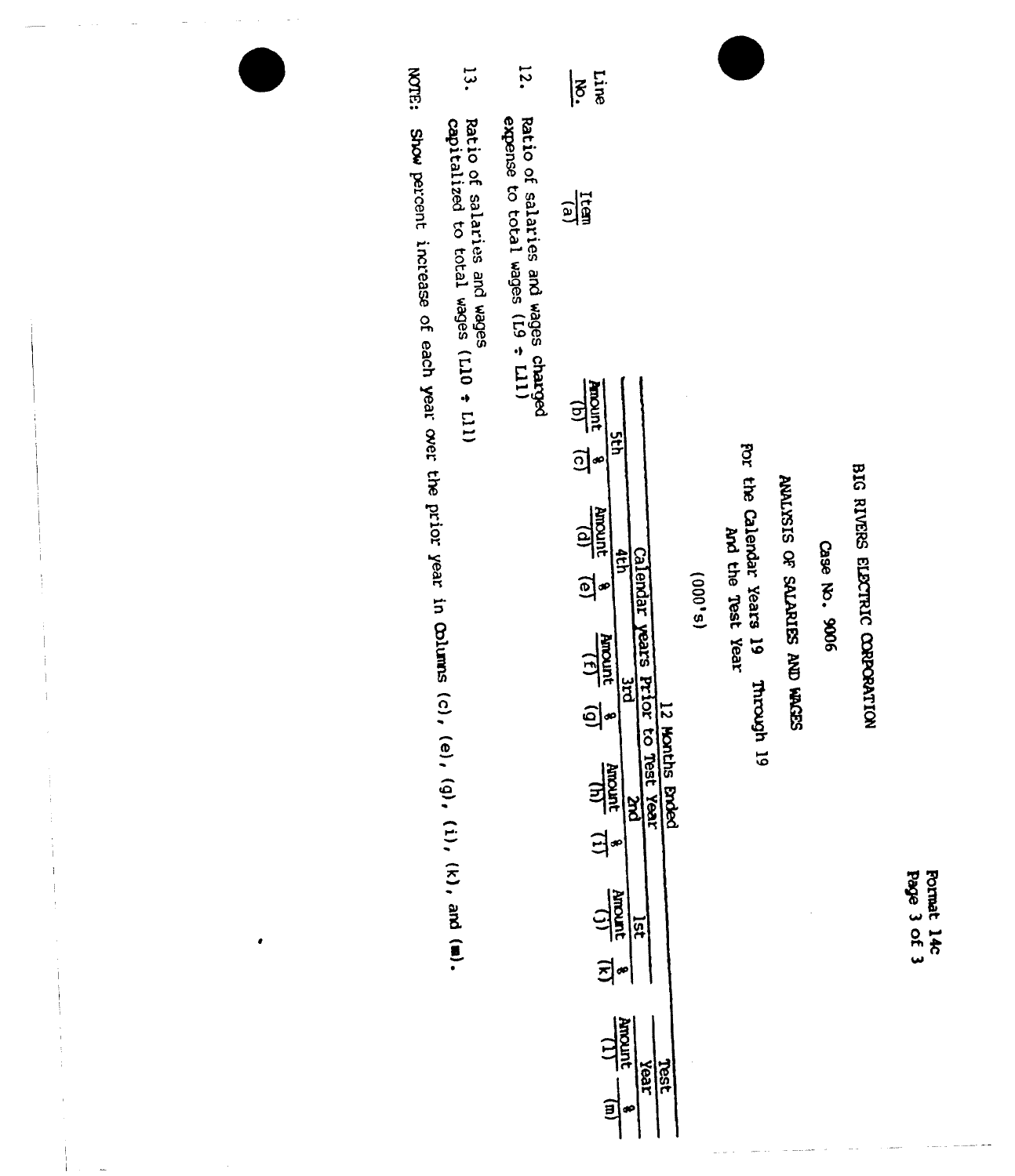Format 14c
Page 3 of 3

# BIG RIVERS ELECTRIC CORPORATION

## Case No. 9006

## ANALYSIS OF SALARIES AND WAGES

For the Calendar Years 19 Through 19
And the Test Year

(000's)

| Line No. | Item (a) | Calendar Years Prior to Test Year | | | | | | | | | | 12 Months Ended Test Year | |
|---|---|---|---|---|---|---|---|---|---|---|---|---|---|
| | | 5th | | 4th | | 3rd | | 2nd | | 1st | | | |
| | | Amount (b) | % (c) | Amount (d) | % (e) | Amount (f) | % (g) | Amount (h) | % (i) | Amount (j) | % (k) | Amount (l) | % (m) |
| 12. | Ratio of salaries and wages charged expense to total wages (L9 ÷ L11) | | | | | | | | | | | | |
| 13. | Ratio of salaries and wages capitalized to total wages (L10 ÷ L11) | | | | | | | | | | | | |

NOTE: Show percent increase of each year over the prior year in Columns (c), (e), (g), (i), (k), and (m).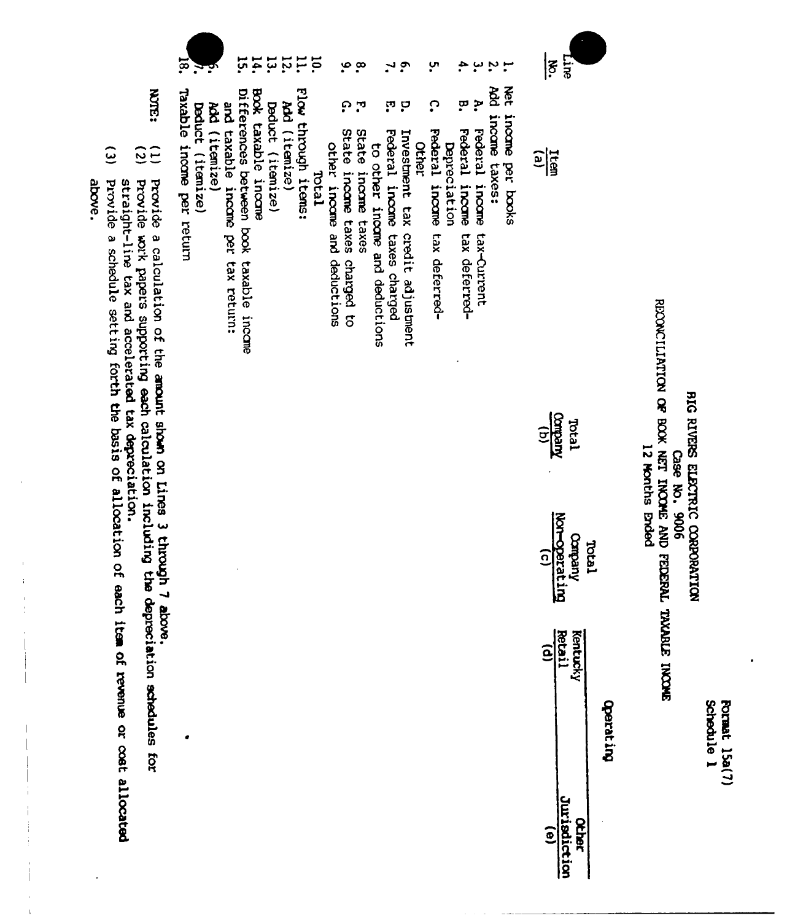Format 15a(7)
Schedule 1

# BIG RIVERS ELECTRIC CORPORATION
## Case No. 9006
## RECONCILIATION OF BOOK NET INCOME AND FEDERAL TAXABLE INCOME
12 Months Ended

| Line No. | Item (a) | Total Company (b) | Total Company Non-operating (c) | Operating Kentucky Retail (d) | Operating Other Jurisdiction (e) |
|---|---|---|---|---|---|
| 1. | Net income per books | | | | |
| 2. | Add income taxes: | | | | |
| 3. | A. Federal income tax-Current | | | | |
| 4. | B. Federal income tax deferred-Depreciation | | | | |
| 5. | C. Federal income tax deferred-Other | | | | |
| 6. | D. Investment tax credit adjustment | | | | |
| 7. | E. Federal income taxes charged to other income and deductions | | | | |
| 8. | F. State income taxes | | | | |
| 9. | G. State income taxes charged to other income and deductions | | | | |
| 10. | Total | | | | |
| 11. | Flow through items: | | | | |
| 12. | Add (itemize) | | | | |
| 13. | Deduct (itemize) | | | | |
| 14. | Book taxable income | | | | |
| 15. | Differences between book taxable income and taxable income per tax return: | | | | |
| 16. | Add (itemize) | | | | |
| 17. | Deduct (itemize) | | | | |
| 18. | Taxable income per return | | | | |

NOTE: (1) Provide a calculation of the amount shown on Lines 3 through 7 above.
(2) Provide work papers supporting each calculation including the depreciation schedules for straight-line tax and accelerated tax depreciation.
(3) Provide a schedule setting forth the basis of allocation of each item of revenue or cost allocated above.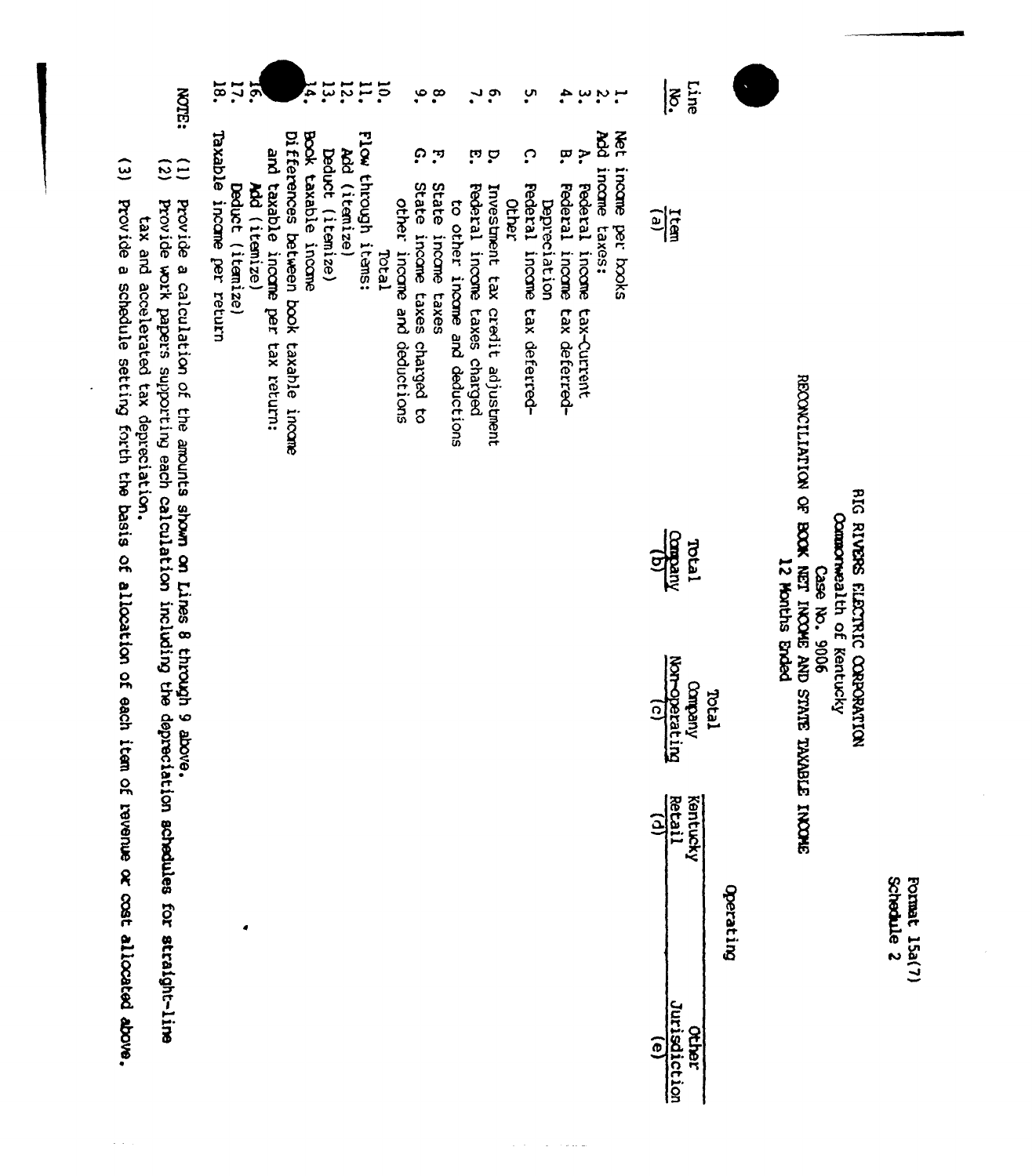Format 15a(7)
Schedule 2

# BIG RIVERS ELECTRIC CORPORATION
Commonwealth of Kentucky
Case No. 9006
RECONCILIATION OF BOOK NET INCOME AND STATE TAXABLE INCOME
12 Months Ended

| Line No. | Item (a) | Total Company (b) | Total Company Non-operating (c) | Operating: Kentucky Retail (d) | Operating: Other Jurisdiction (e) |
|---|---|---|---|---|---|
| 1. | Net income per books | | | | |
| 2. | Add income taxes: | | | | |
| 3. | A. Federal income tax-Current | | | | |
| 4. | B. Federal income tax deferred-Depreciation | | | | |
| 5. | C. Federal income tax deferred-Other | | | | |
| 6. | D. Investment tax credit adjustment | | | | |
| 7. | E. Federal income taxes charged to other income and deductions | | | | |
| 8. | F. State income taxes | | | | |
| 9. | G. State income taxes charged to other income and deductions | | | | |
| 10. | Total | | | | |
| 11. | Flow through items: | | | | |
| 12. | Add (itemize) | | | | |
| 13. | Deduct (itemize) | | | | |
| 14. | Book taxable income | | | | |
| 15. | Differences between book taxable income and taxable income per tax return: | | | | |
| 16. | Add (itemize) | | | | |
| 17. | Deduct (itemize) | | | | |
| 18. | Taxable income per return | | | | |

NOTE:
(1) Provide a calculation of the amounts shown on Lines 8 through 9 above.
(2) Provide work papers supporting each calculation including the depreciation schedules for straight-line tax and accelerated tax depreciation.
(3) Provide a schedule setting forth the basis of allocation of each item of revenue or cost allocated above.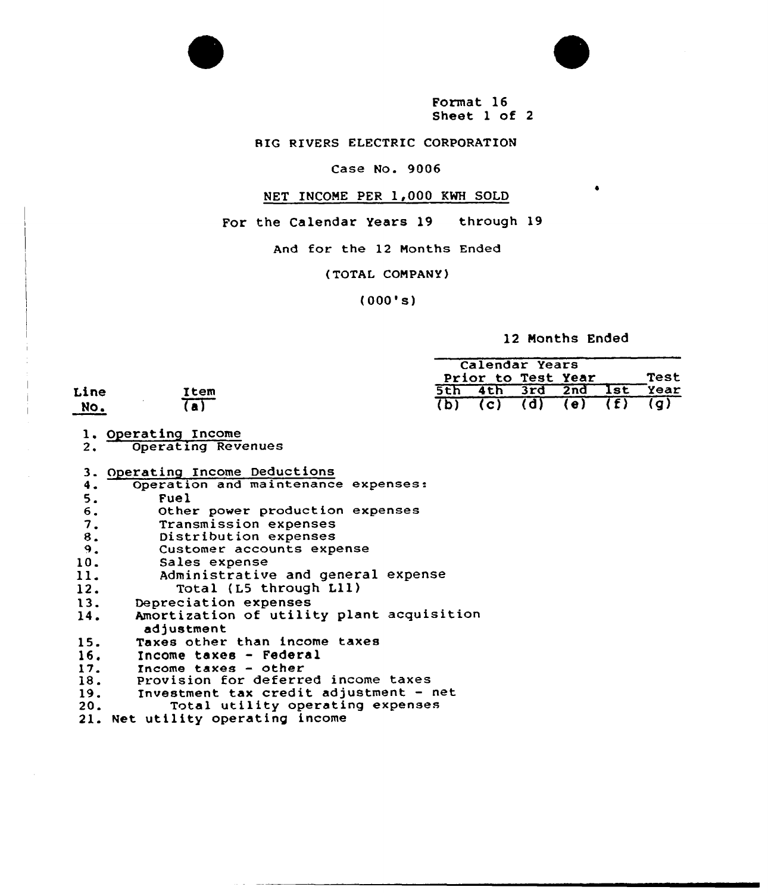Format 16
Sheet 1 of 2

BIG RIVERS ELECTRIC CORPORATION

Case No. 9006

NET INCOME PER 1,000 KWH SOLD

For the Calendar Years 19 through 19

And for the 12 Months Ended

(TOTAL COMPANY)

(000's)

| Line No. | Item (a) | Calendar Years Prior to Test Year 5th (b) | 4th (c) | 3rd (d) | 2nd (e) | 1st (f) | 12 Months Ended Test Year (g) |
|---|---|---|---|---|---|---|---|
| 1. | Operating Income | | | | | | |
| 2. | Operating Revenues | | | | | | |
| 3. | Operating Income Deductions | | | | | | |
| 4. | Operation and maintenance expenses: | | | | | | |
| 5. | Fuel | | | | | | |
| 6. | Other power production expenses | | | | | | |
| 7. | Transmission expenses | | | | | | |
| 8. | Distribution expenses | | | | | | |
| 9. | Customer accounts expense | | | | | | |
| 10. | Sales expense | | | | | | |
| 11. | Administrative and general expense | | | | | | |
| 12. | Total (L5 through L11) | | | | | | |
| 13. | Depreciation expenses | | | | | | |
| 14. | Amortization of utility plant acquisition adjustment | | | | | | |
| 15. | Taxes other than income taxes | | | | | | |
| 16. | Income taxes - Federal | | | | | | |
| 17. | Income taxes - other | | | | | | |
| 18. | Provision for deferred income taxes | | | | | | |
| 19. | Investment tax credit adjustment - net | | | | | | |
| 20. | Total utility operating expenses | | | | | | |
| 21. | Net utility operating income | | | | | | |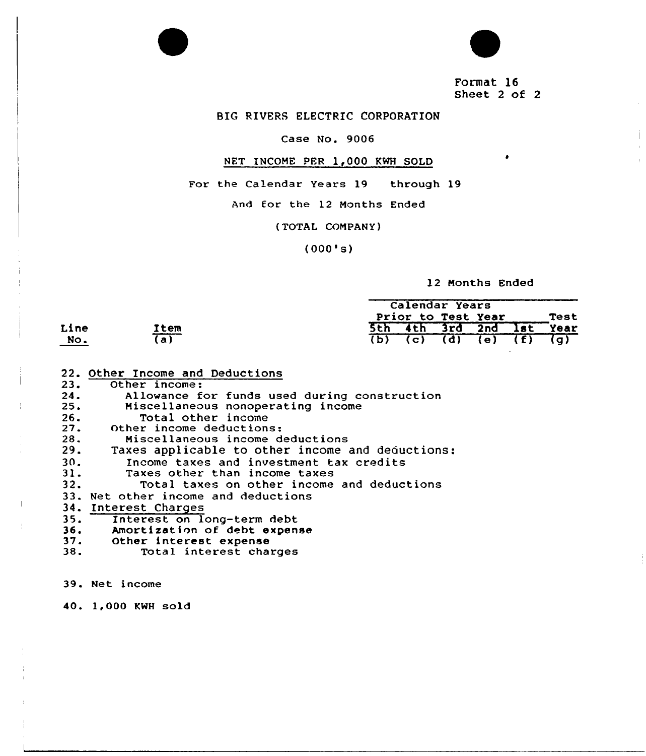Format 16
Sheet 2 of 2

BIG RIVERS ELECTRIC CORPORATION

Case No. 9006

NET INCOME PER 1,000 KWH SOLD

For the Calendar Years 19 through 19

And for the 12 Months Ended

(TOTAL COMPANY)

(000's)

| Line No. | Item (a) | Calendar Years Prior to Test Year 5th (b) | 4th (c) | 3rd (d) | 2nd (e) | 1st (f) | 12 Months Ended Test Year (g) |
|---|---|---|---|---|---|---|---|
| 22. | Other Income and Deductions | | | | | | |
| 23. | Other income: | | | | | | |
| 24. | Allowance for funds used during construction | | | | | | |
| 25. | Miscellaneous nonoperating income | | | | | | |
| 26. | Total other income | | | | | | |
| 27. | Other income deductions: | | | | | | |
| 28. | Miscellaneous income deductions | | | | | | |
| 29. | Taxes applicable to other income and deductions: | | | | | | |
| 30. | Income taxes and investment tax credits | | | | | | |
| 31. | Taxes other than income taxes | | | | | | |
| 32. | Total taxes on other income and deductions | | | | | | |
| 33. | Net other income and deductions | | | | | | |
| 34. | Interest Charges | | | | | | |
| 35. | Interest on long-term debt | | | | | | |
| 36. | Amortization of debt expense | | | | | | |
| 37. | Other interest expense | | | | | | |
| 38. | Total interest charges | | | | | | |
| 39. | Net income | | | | | | |
| 40. | 1,000 KWH sold | | | | | | |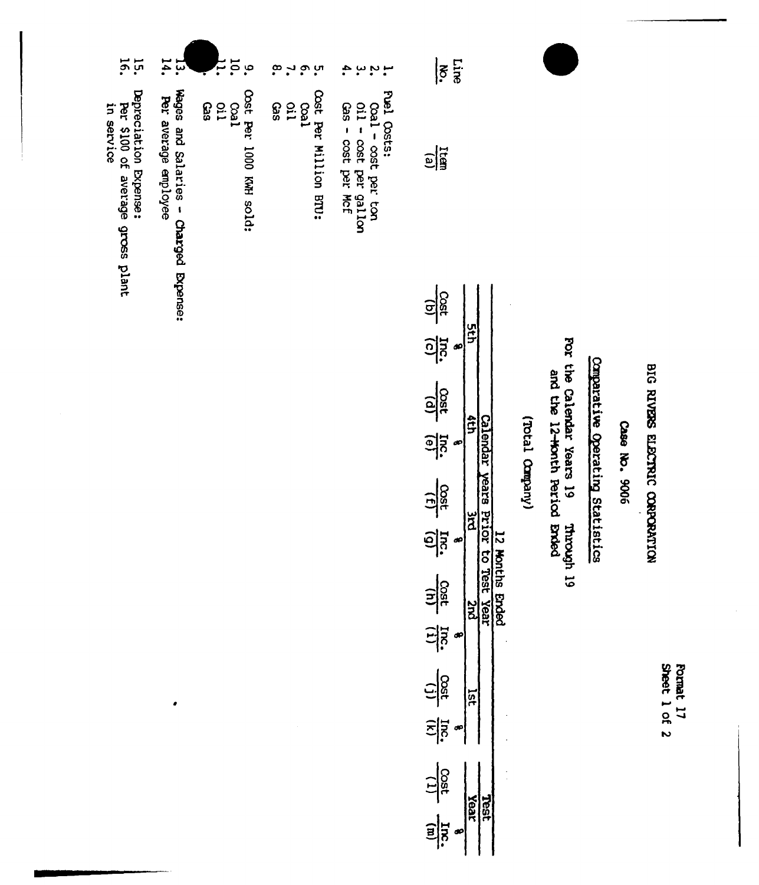Format 17
Sheet 1 of 2

# BIG RIVERS ELECTRIC CORPORATION

Case No. 9006

## Comparative Operating Statistics

For the Calendar Years 19 Through 19
and the 12-Month Period Ended

(Total Company)

| Line No. | Item (a) | 12 Months Ended | | | | | | | | | | Test Year | |
|---|---|---|---|---|---|---|---|---|---|---|---|---|---|
| | | Calendar years Prior to Test Year | | | | | | | | | | | |
| | | 5th | | 4th | | 3rd | | 2nd | | 1st | | | |
| | | Cost (b) | % Inc. (c) | Cost (d) | % Inc. (e) | Cost (f) | % Inc. (g) | Cost (h) | % Inc. (i) | Cost (j) | % Inc. (k) | Cost (l) | % Inc. (m) |
| 1. | Fuel Costs: | | | | | | | | | | | | |
| 2. | Coal - cost per ton | | | | | | | | | | | | |
| 3. | Oil - cost per gallon | | | | | | | | | | | | |
| 4. | Gas - cost per Mcf | | | | | | | | | | | | |
| 5. | Cost Per Million BTU: | | | | | | | | | | | | |
| 6. | Coal | | | | | | | | | | | | |
| 7. | Oil | | | | | | | | | | | | |
| 8. | Gas | | | | | | | | | | | | |
| 9. | Cost Per 1000 KWH sold: | | | | | | | | | | | | |
| 10. | Coal | | | | | | | | | | | | |
| 11. | Oil | | | | | | | | | | | | |
| 12. | Gas | | | | | | | | | | | | |
| 13. | Wages and Salaries - Charged Expense: | | | | | | | | | | | | |
| 14. | Per average employee | | | | | | | | | | | | |
| 15. | Depreciation Expense: | | | | | | | | | | | | |
| 16. | Per $100 of average gross plant in service | | | | | | | | | | | | |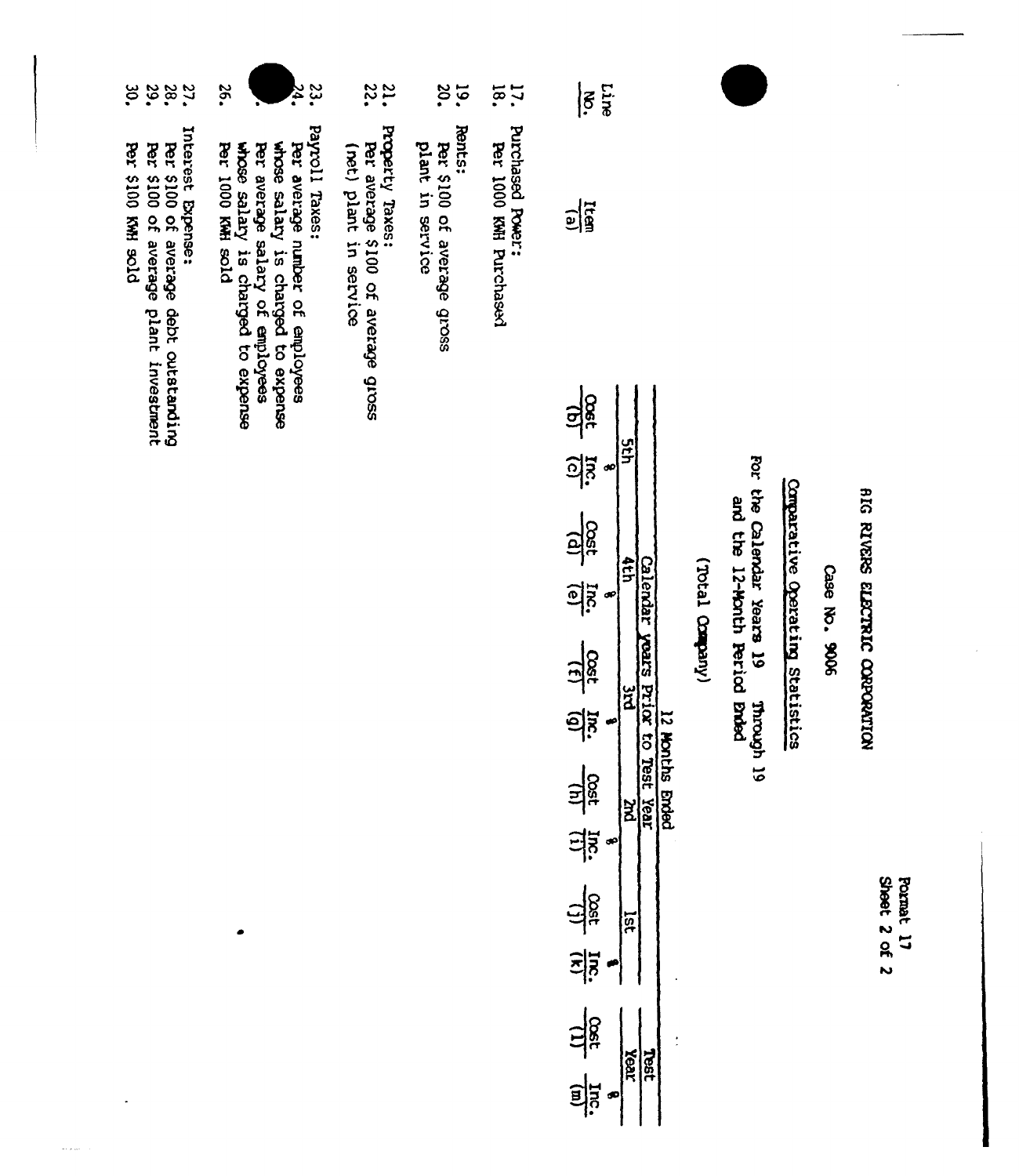Format 17
Sheet 2 of 2

BIG RIVERS ELECTRIC CORPORATION

Case No. 9006

Comparative Operating Statistics

For the Calendar Years 19 Through 19
and the 12-Month Period Ended

(Total Company)

| Line No. | Item (a) | Calendar Years Prior to Test Year | | | | | | | | 12 Months Ended | |
|---|---|---|---|---|---|---|---|---|---|---|---|
| | | 5th | | 4th | | 3rd | | 2nd | | 1st | | Test Year | |
| | | Cost (b) | % Inc. (c) | Cost (d) | % Inc. (e) | Cost (f) | % Inc. (g) | Cost (h) | % Inc. (i) | Cost (j) | % Inc. (k) | Cost (l) | % Inc. (m) |
| 17. | Purchased Power: | | | | | | | | | | | | |
| 18. | Per 1000 KWH Purchased | | | | | | | | | | | | |
| 19. | Rents: | | | | | | | | | | | | |
| 20. | Per $100 of average gross plant in service | | | | | | | | | | | | |
| 21. | Property Taxes: | | | | | | | | | | | | |
| 22. | Per average $100 of average gross (net) plant in service | | | | | | | | | | | | |
| 23. | Payroll Taxes: | | | | | | | | | | | | |
| 24. | Per average number of employees whose salary is charged to expense | | | | | | | | | | | | |
| 25. | Per average salary of employees whose salary is charged to expense | | | | | | | | | | | | |
| 26. | Per 1000 KWH sold | | | | | | | | | | | | |
| 27. | Interest Expense: | | | | | | | | | | | | |
| 28. | Per $100 of average debt outstanding | | | | | | | | | | | | |
| 29. | Per $100 of average plant investment | | | | | | | | | | | | |
| 30. | Per $100 KWH sold | | | | | | | | | | | | |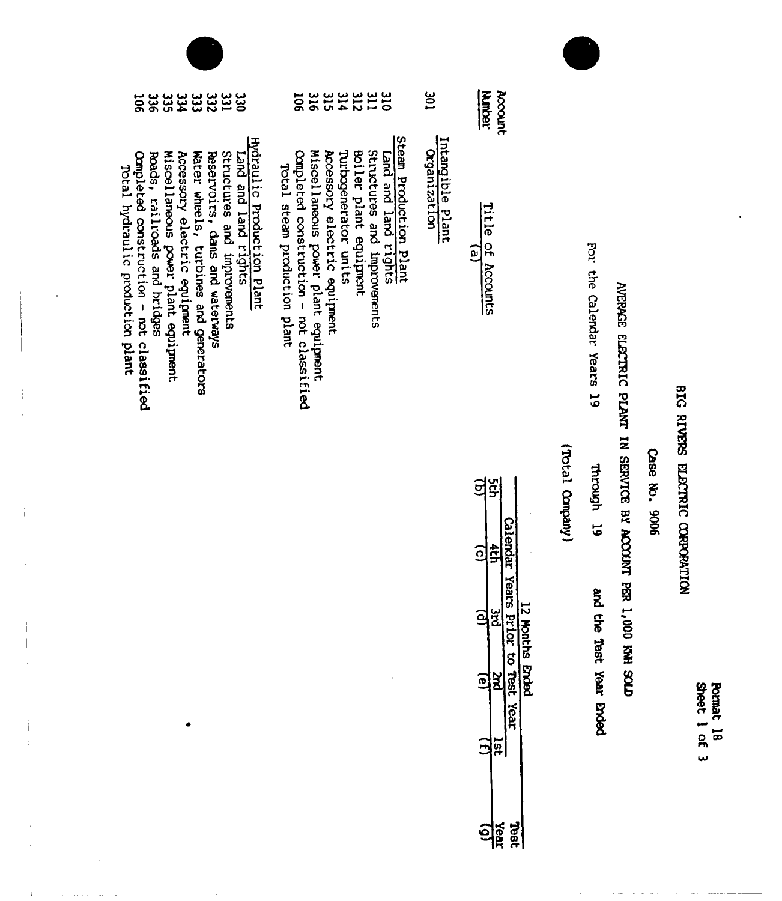Format 18
Sheet 1 of 3

# BIG RIVERS ELECTRIC CORPORATION

## Case No. 9006

## AVERAGE ELECTRIC PLANT IN SERVICE BY ACCOUNT PER 1,000 KWH SOLD

For the Calendar Years 19 Through 19 and the Test Year Ended

(Total Company)

| Account Number | Title of Accounts (a) | 12 Months Ended | | | | | |
|---|---|---|---|---|---|---|---|
| | | Calendar Years Prior to Test Year | | | | | Test Year |
| | | 5th (b) | 4th (c) | 3rd (d) | 2nd (e) | 1st (f) | (g) |
| | Intangible Plant | | | | | | |
| 301 | Organization | | | | | | |
| | Steam Production Plant | | | | | | |
| 310 | Land and land rights | | | | | | |
| 311 | Structures and improvements | | | | | | |
| 312 | Boiler plant equipment | | | | | | |
| 314 | Turbogenerator units | | | | | | |
| 315 | Accessory electric equipment | | | | | | |
| 316 | Miscellaneous power plant equipment | | | | | | |
| 106 | Completed construction - not classified | | | | | | |
| | Total steam production plant | | | | | | |
| | Hydraulic Production Plant | | | | | | |
| 330 | Land and land rights | | | | | | |
| 331 | Structures and improvements | | | | | | |
| 332 | Reservoirs, dams and waterways | | | | | | |
| 333 | Water wheels, turbines and generators | | | | | | |
| 334 | Accessory electric equipment | | | | | | |
| 335 | Miscellaneous power plant equipment | | | | | | |
| 336 | Roads, railroads and bridges | | | | | | |
| 106 | Completed construction - not classified | | | | | | |
| | Total hydraulic production plant | | | | | | |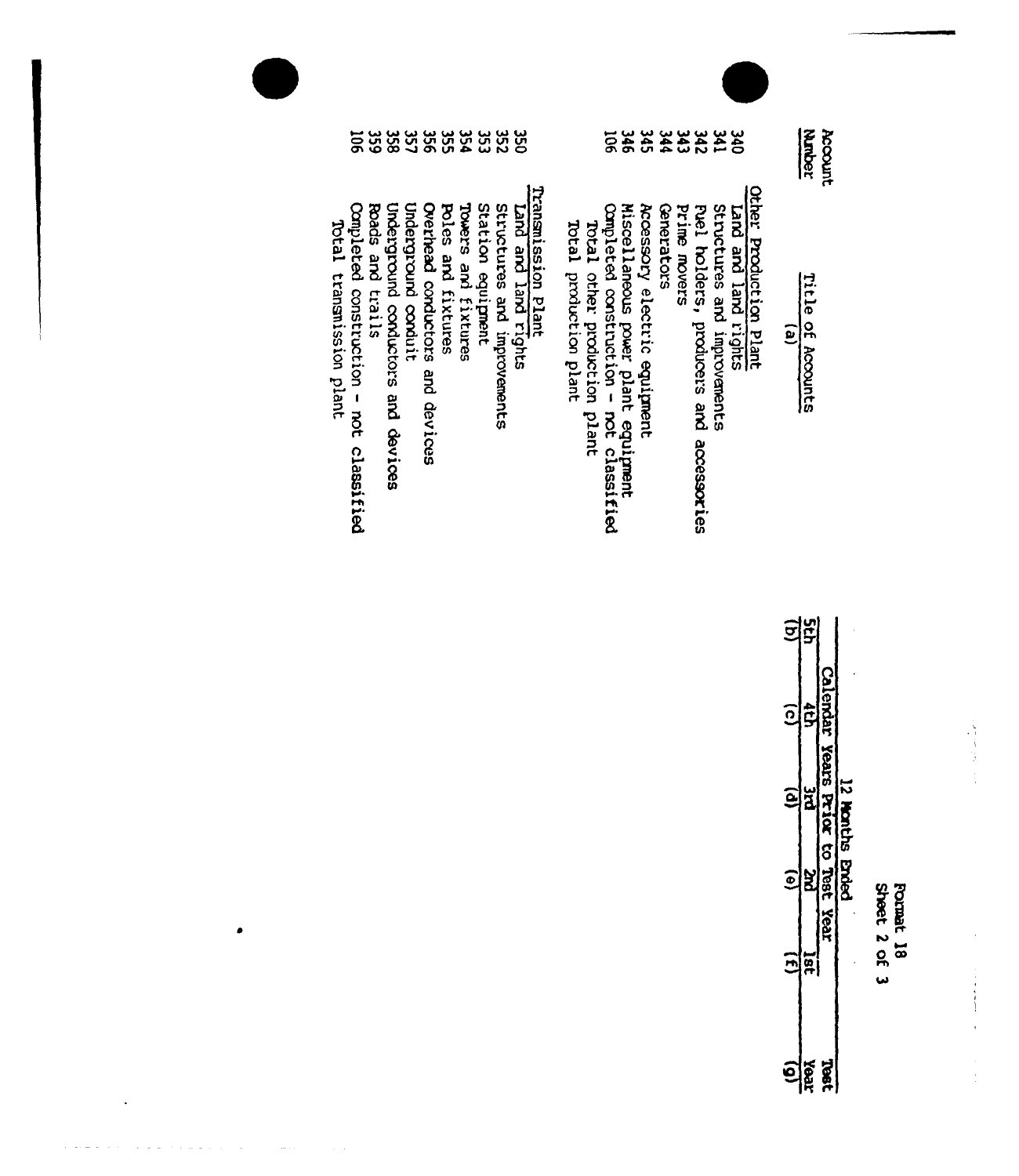Format 18
Sheet 2 of 3

| Account Number | Title of Accounts (a) | 12 Months Ended Calendar Years Prior to Test Year 5th (b) | 4th (c) | 3rd (d) | 2nd (e) | 1st (f) | Test Year (g) |
|---|---|---|---|---|---|---|---|
| | Other Production Plant | | | | | | |
| 340 | Land and land rights | | | | | | |
| 341 | Structures and improvements | | | | | | |
| 342 | Fuel holders, producers and accessories | | | | | | |
| 343 | Prime movers | | | | | | |
| 344 | Generators | | | | | | |
| 345 | Accessory electric equipment | | | | | | |
| 346 | Miscellaneous power plant equipment | | | | | | |
| 106 | Completed construction - not classified | | | | | | |
| | Total other production plant | | | | | | |
| | Total production plant | | | | | | |
| | Transmission Plant | | | | | | |
| 350 | Land and land rights | | | | | | |
| 352 | Structures and improvements | | | | | | |
| 353 | Station equipment | | | | | | |
| 354 | Towers and fixtures | | | | | | |
| 355 | Poles and fixtures | | | | | | |
| 356 | Overhead conductors and devices | | | | | | |
| 357 | Underground conduit | | | | | | |
| 358 | Underground conductors and devices | | | | | | |
| 359 | Roads and trails | | | | | | |
| 106 | Completed construction - not classified | | | | | | |
| | Total transmission plant | | | | | | |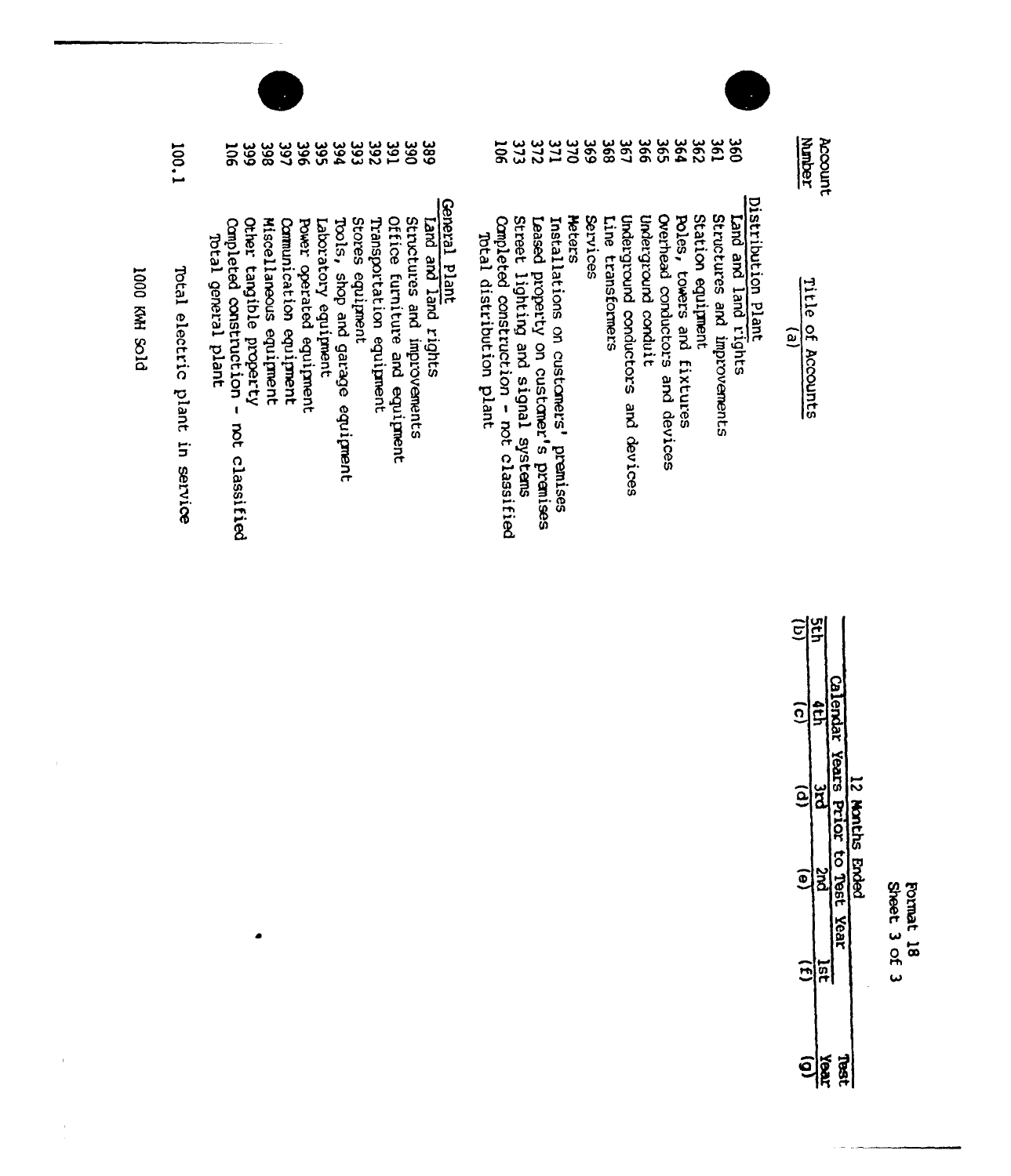Format 18
Sheet 3 of 3

| Account Number | Title of Accounts (a) | 12 Months Ended | | | | | |
|---|---|---|---|---|---|---|---|
| | | Calendar Years Prior to Test Year | | | | | Test Year |
| | | 5th (b) | 4th (c) | 3rd (d) | 2nd (e) | 1st (f) | (g) |
| | **Distribution Plant** | | | | | | |
| 360 | Land and land rights | | | | | | |
| 361 | Structures and improvements | | | | | | |
| 362 | Station equipment | | | | | | |
| 364 | Poles, towers and fixtures | | | | | | |
| 365 | Overhead conductors and devices | | | | | | |
| 366 | Underground conduit | | | | | | |
| 367 | Underground conductors and devices | | | | | | |
| 368 | Line transformers | | | | | | |
| 369 | Services | | | | | | |
| 370 | Meters | | | | | | |
| 371 | Installations on customers' premises | | | | | | |
| 372 | Leased property on customer's premises | | | | | | |
| 373 | Street lighting and signal systems | | | | | | |
| 106 | Completed construction - not classified | | | | | | |
| | Total distribution plant | | | | | | |
| | **General Plant** | | | | | | |
| 389 | Land and land rights | | | | | | |
| 390 | Structures and improvements | | | | | | |
| 391 | Office furniture and equipment | | | | | | |
| 392 | Transportation equipment | | | | | | |
| 393 | Stores equipment | | | | | | |
| 394 | Tools, shop and garage equipment | | | | | | |
| 395 | Laboratory equipment | | | | | | |
| 396 | Power operated equipment | | | | | | |
| 397 | Communication equipment | | | | | | |
| 398 | Miscellaneous equipment | | | | | | |
| 399 | Other tangible property | | | | | | |
| 106 | Completed construction - not classified | | | | | | |
| | Total general plant | | | | | | |
| 100.1 | Total electric plant in service | | | | | | |
| | 1000 KWH Sold | | | | | | |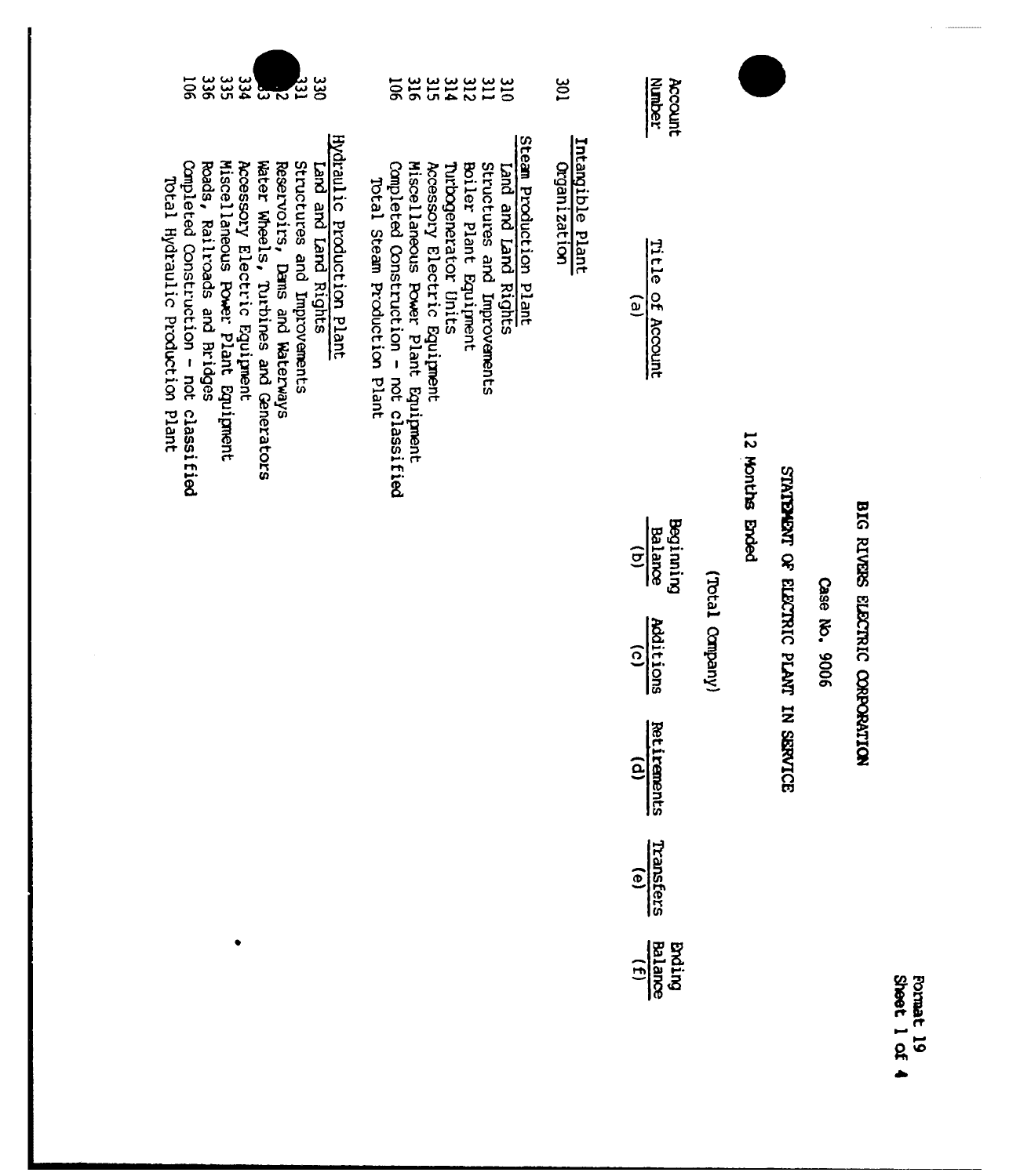# BIG RIVERS ELECTRIC CORPORATION

Case No. 9006

## STATEMENT OF ELECTRIC PLANT IN SERVICE

12 Months Ended

(Total Company)

Format 19
Sheet 1 of 4

| Account Number | Title of Account (a) | Beginning Balance (b) | Additions (c) | Retirements (d) | Transfers (e) | Ending Balance (f) |
|---|---|---|---|---|---|---|
| | **Intangible Plant** | | | | | |
| 301 | Organization | | | | | |
| | **Steam Production Plant** | | | | | |
| 310 | Land and Land Rights | | | | | |
| 311 | Structures and Improvements | | | | | |
| 312 | Boiler Plant Equipment | | | | | |
| 314 | Turbogenerator Units | | | | | |
| 315 | Accessory Electric Equipment | | | | | |
| 316 | Miscellaneous Power Plant Equipment | | | | | |
| 106 | Completed Construction - not classified | | | | | |
| | Total Steam Production Plant | | | | | |
| | **Hydraulic Production Plant** | | | | | |
| 330 | Land and Land Rights | | | | | |
| 331 | Structures and Improvements | | | | | |
| 332 | Reservoirs, Dams and Waterways | | | | | |
| 333 | Water Wheels, Turbines and Generators | | | | | |
| 334 | Accessory Electric Equipment | | | | | |
| 335 | Miscellaneous Power Plant Equipment | | | | | |
| 336 | Roads, Railroads and Bridges | | | | | |
| 106 | Completed Construction - not classified | | | | | |
| | Total Hydraulic Production Plant | | | | | |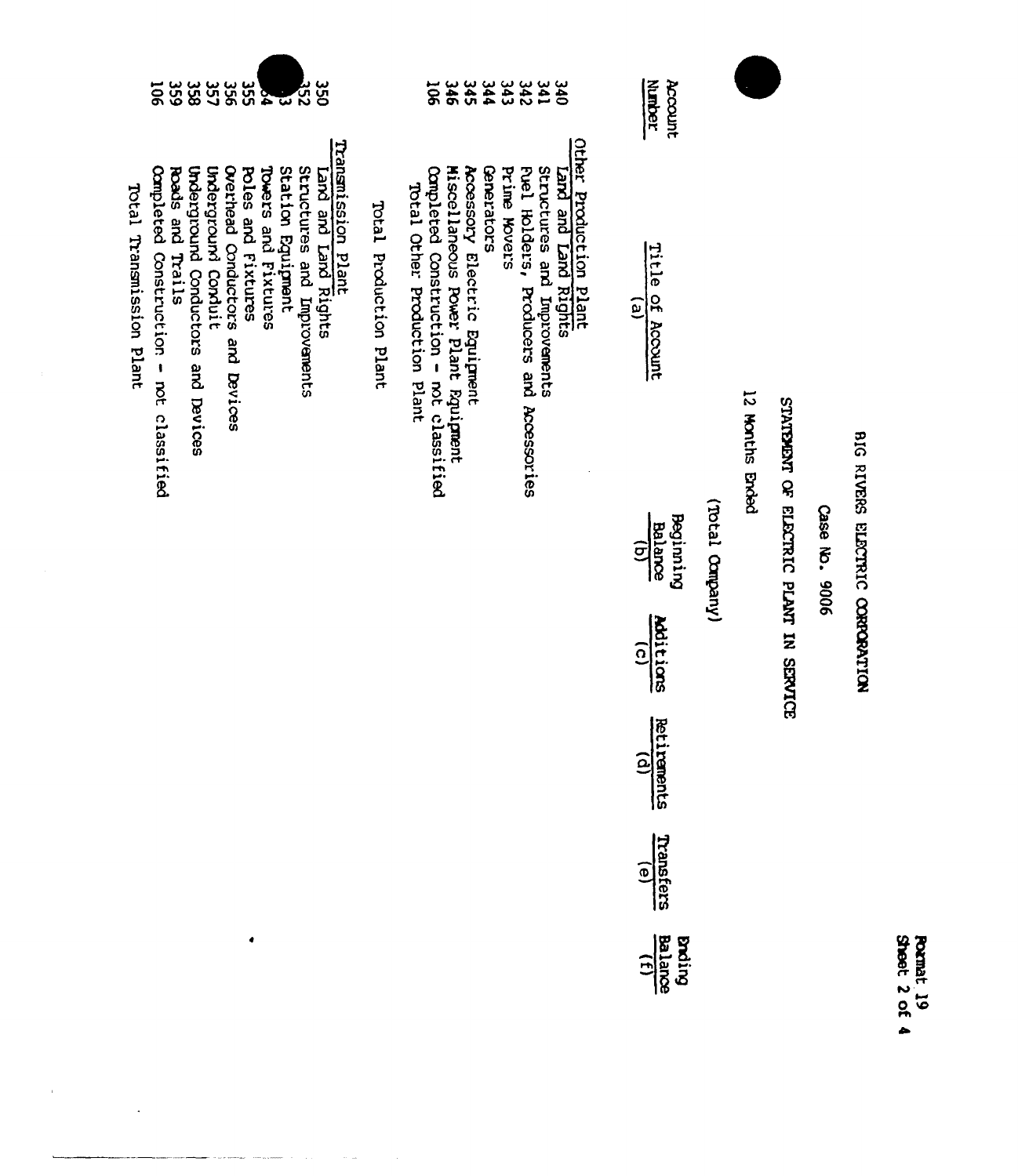Format 19
Sheet 2 of 4

# BIG RIVERS ELECTRIC CORPORATION

## Case No. 9006

## STATEMENT OF ELECTRIC PLANT IN SERVICE

12 Months Ended

(Total Company)

| Account Number | Title of Account (a) | Beginning Balance (b) | Additions (c) | Retirements (d) | Transfers (e) | Ending Balance (f) |
|---|---|---|---|---|---|---|
| | Other Production Plant | | | | | |
| 340 | Land and Land Rights | | | | | |
| 341 | Structures and Improvements | | | | | |
| 342 | Fuel Holders, Producers and Accessories | | | | | |
| 343 | Prime Movers | | | | | |
| 344 | Generators | | | | | |
| 345 | Accessory Electric Equipment | | | | | |
| 346 | Miscellaneous Power Plant Equipment | | | | | |
| 106 | Completed Construction - not classified | | | | | |
| | Total Other Production Plant | | | | | |
| | Total Production Plant | | | | | |
| | Transmission Plant | | | | | |
| 350 | Land and Land Rights | | | | | |
| 352 | Structures and Improvements | | | | | |
| 353 | Station Equipment | | | | | |
| 354 | Towers and Fixtures | | | | | |
| 355 | Poles and Fixtures | | | | | |
| 356 | Overhead Conductors and Devices | | | | | |
| 357 | Underground Conduit | | | | | |
| 358 | Underground Conductors and Devices | | | | | |
| 359 | Roads and Trails | | | | | |
| 106 | Completed Construction - not classified | | | | | |
| | Total Transmission Plant | | | | | |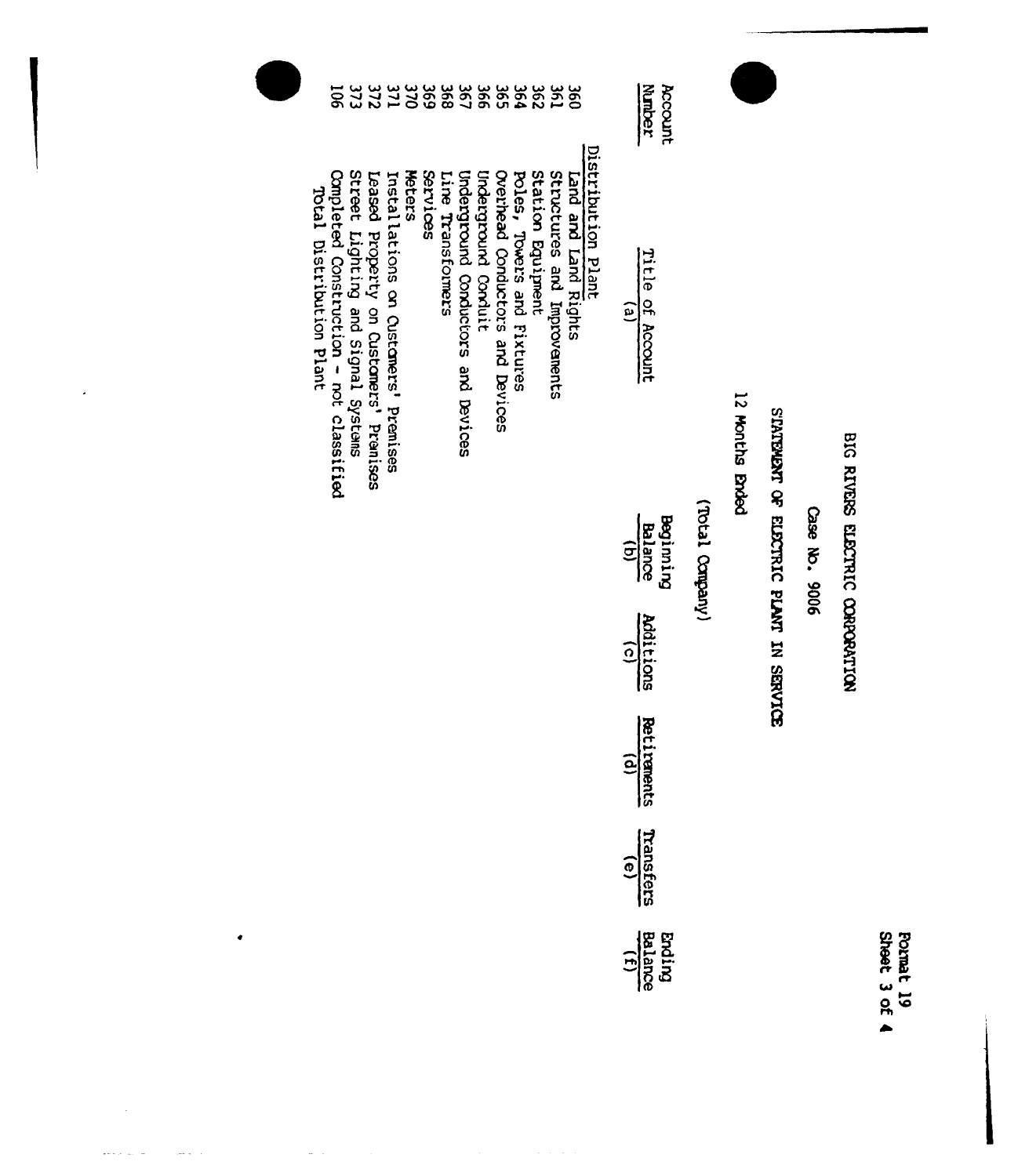Format 19
Sheet 3 of 4

# BIG RIVERS ELECTRIC CORPORATION

Case No. 9006

## STATEMENT OF ELECTRIC PLANT IN SERVICE

12 Months Ended

(Total Company)

| Account Number | Title of Account (a) | Beginning Balance (b) | Additions (c) | Retirements (d) | Transfers (e) | Ending Balance (f) |
|---|---|---|---|---|---|---|
| | Distribution Plant | | | | | |
| 360 | Land and Land Rights | | | | | |
| 361 | Structures and Improvements | | | | | |
| 362 | Station Equipment | | | | | |
| 364 | Poles, Towers and Fixtures | | | | | |
| 365 | Overhead Conductors and Devices | | | | | |
| 366 | Underground Conduit | | | | | |
| 367 | Underground Conductors and Devices | | | | | |
| 368 | Line Transformers | | | | | |
| 369 | Services | | | | | |
| 370 | Meters | | | | | |
| 371 | Installations on Customers' Premises | | | | | |
| 372 | Leased Property on Customers' Premises | | | | | |
| 373 | Street Lighting and Signal Systems | | | | | |
| 106 | Completed Construction - not classified | | | | | |
| | Total Distribution Plant | | | | | |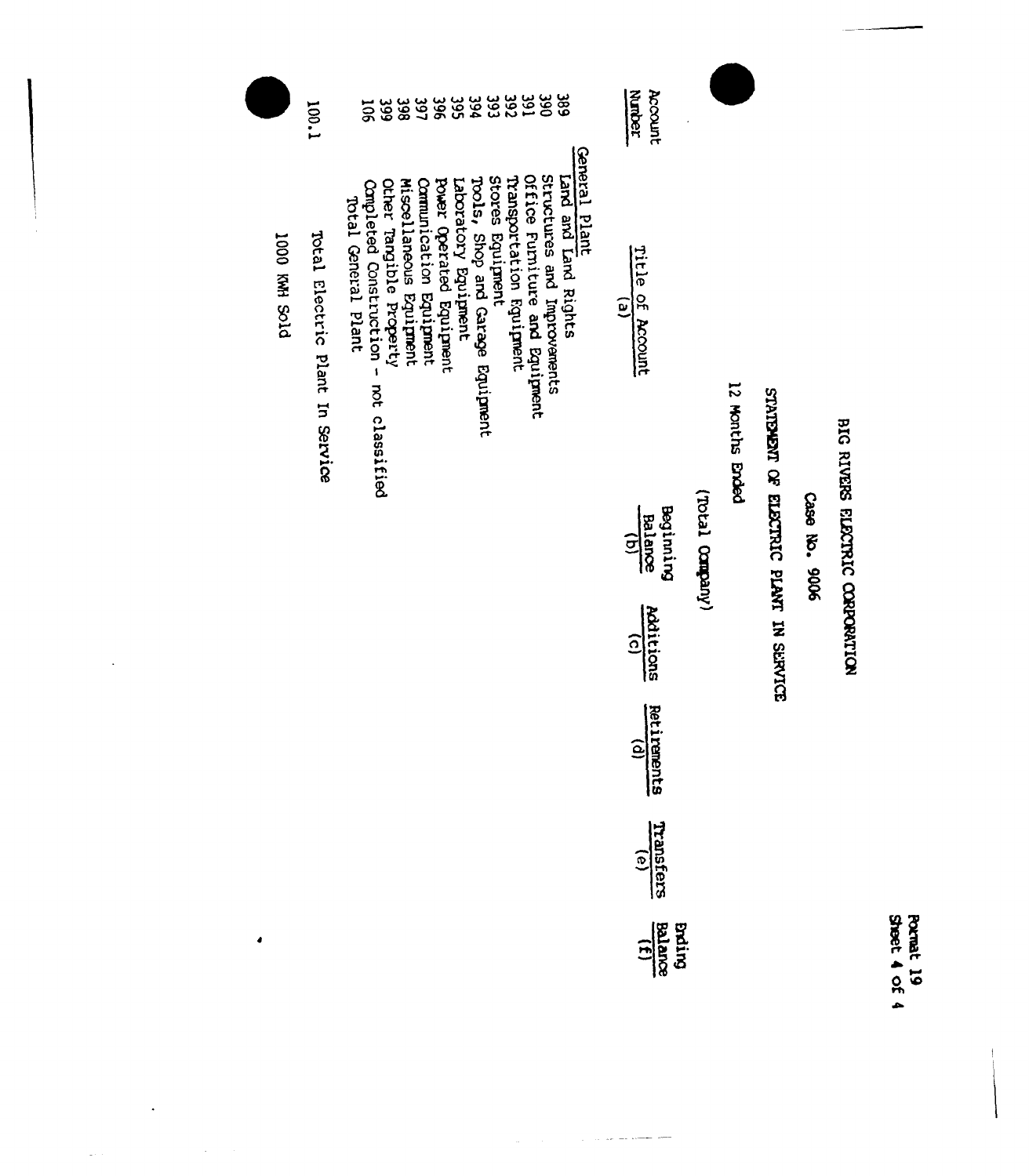Format 19
Sheet 4 of 4

# BIG RIVERS ELECTRIC CORPORATION

## Case No. 9006

## STATEMENT OF ELECTRIC PLANT IN SERVICE

12 Months Ended

(Total Company)

| Account Number | Title of Account (a) | Beginning Balance (b) | Additions (c) | Retirements (d) | Transfers (e) | Ending Balance (f) |
|---|---|---|---|---|---|---|
| | General Plant | | | | | |
| 389 | Land and Land Rights | | | | | |
| 390 | Structures and Improvements | | | | | |
| 391 | Office Furniture and Equipment | | | | | |
| 392 | Transportation Equipment | | | | | |
| 393 | Stores Equipment | | | | | |
| 394 | Tools, Shop and Garage Equipment | | | | | |
| 395 | Laboratory Equipment | | | | | |
| 396 | Power Operated Equipment | | | | | |
| 397 | Communication Equipment | | | | | |
| 398 | Miscellaneous Equipment | | | | | |
| 399 | Other Tangible Property | | | | | |
| 106 | Completed Construction - not classified | | | | | |
| | Total General Plant | | | | | |
| 100.1 | Total Electric Plant In Service | | | | | |
| | 1000 KWH Sold | | | | | |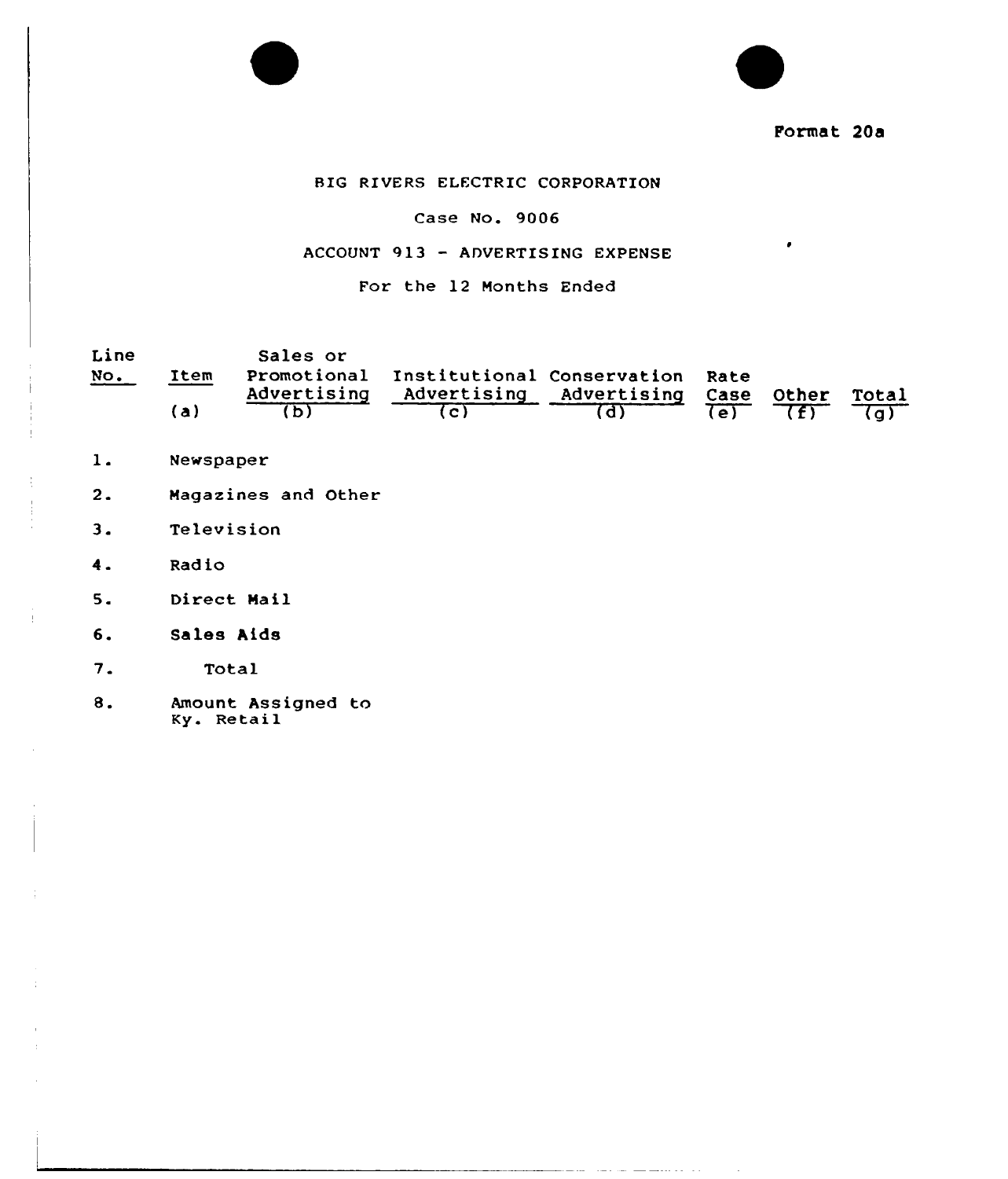Format 20a

BIG RIVERS ELECTRIC CORPORATION

Case No. 9006

ACCOUNT 913 - ADVERTISING EXPENSE

For the 12 Months Ended

| Line No. | Item (a) | Sales or Promotional Advertising (b) | Institutional Advertising (c) | Conservation Advertising (d) | Rate Case (e) | Other (f) | Total (g) |
|---|---|---|---|---|---|---|---|
| 1. | Newspaper | | | | | | |
| 2. | Magazines and Other | | | | | | |
| 3. | Television | | | | | | |
| 4. | Radio | | | | | | |
| 5. | Direct Mail | | | | | | |
| 6. | Sales Aids | | | | | | |
| 7. | Total | | | | | | |
| 8. | Amount Assigned to Ky. Retail | | | | | | |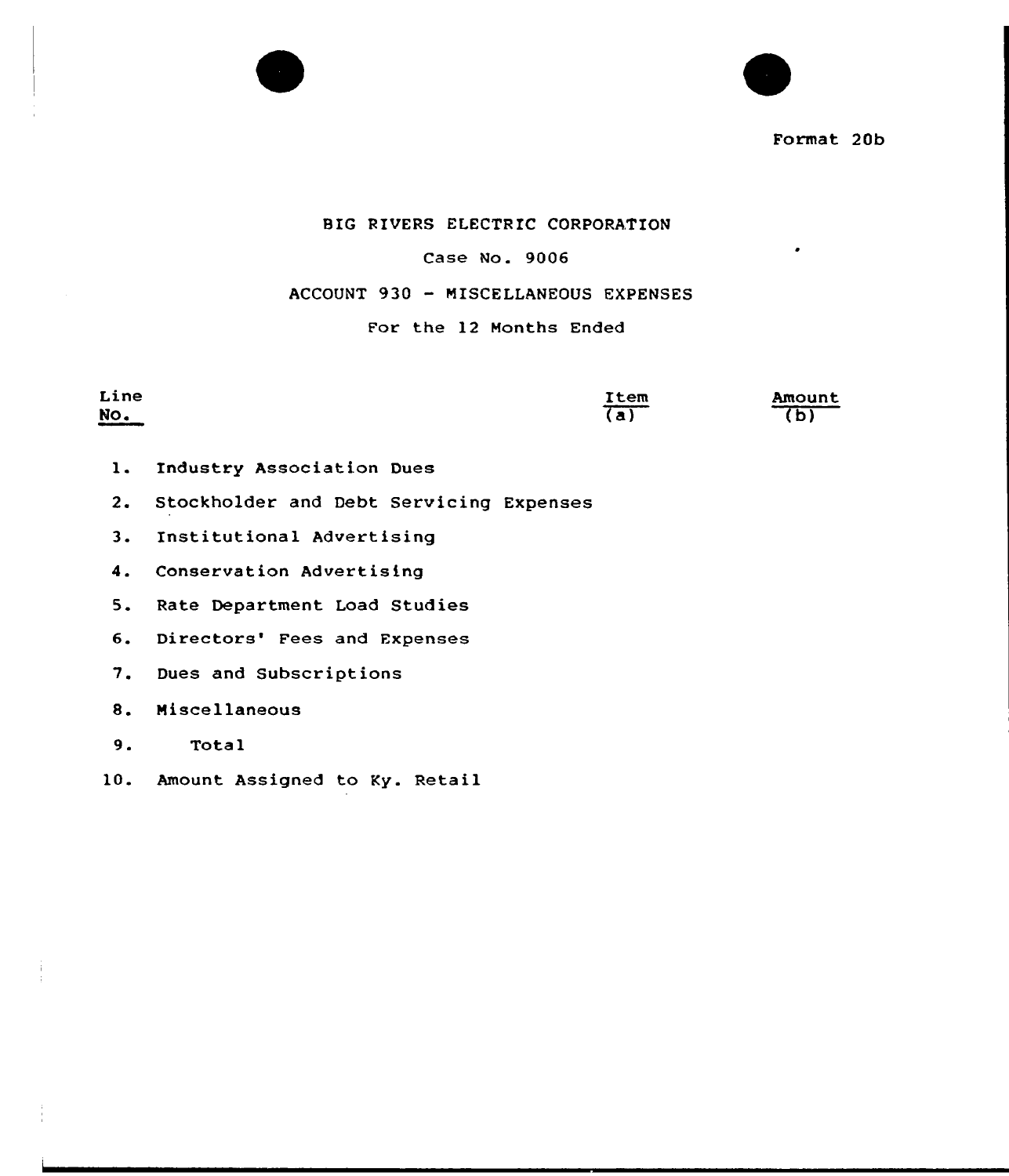Format 20b

BIG RIVERS ELECTRIC CORPORATION

Case No. 9006

ACCOUNT 930 - MISCELLANEOUS EXPENSES

For the 12 Months Ended

| Line No. | | Item (a) | Amount (b) |
|---|---|---|---|
| 1. | Industry Association Dues | | |
| 2. | Stockholder and Debt Servicing Expenses | | |
| 3. | Institutional Advertising | | |
| 4. | Conservation Advertising | | |
| 5. | Rate Department Load Studies | | |
| 6. | Directors' Fees and Expenses | | |
| 7. | Dues and Subscriptions | | |
| 8. | Miscellaneous | | |
| 9. | Total | | |
| 10. | Amount Assigned to Ky. Retail | | |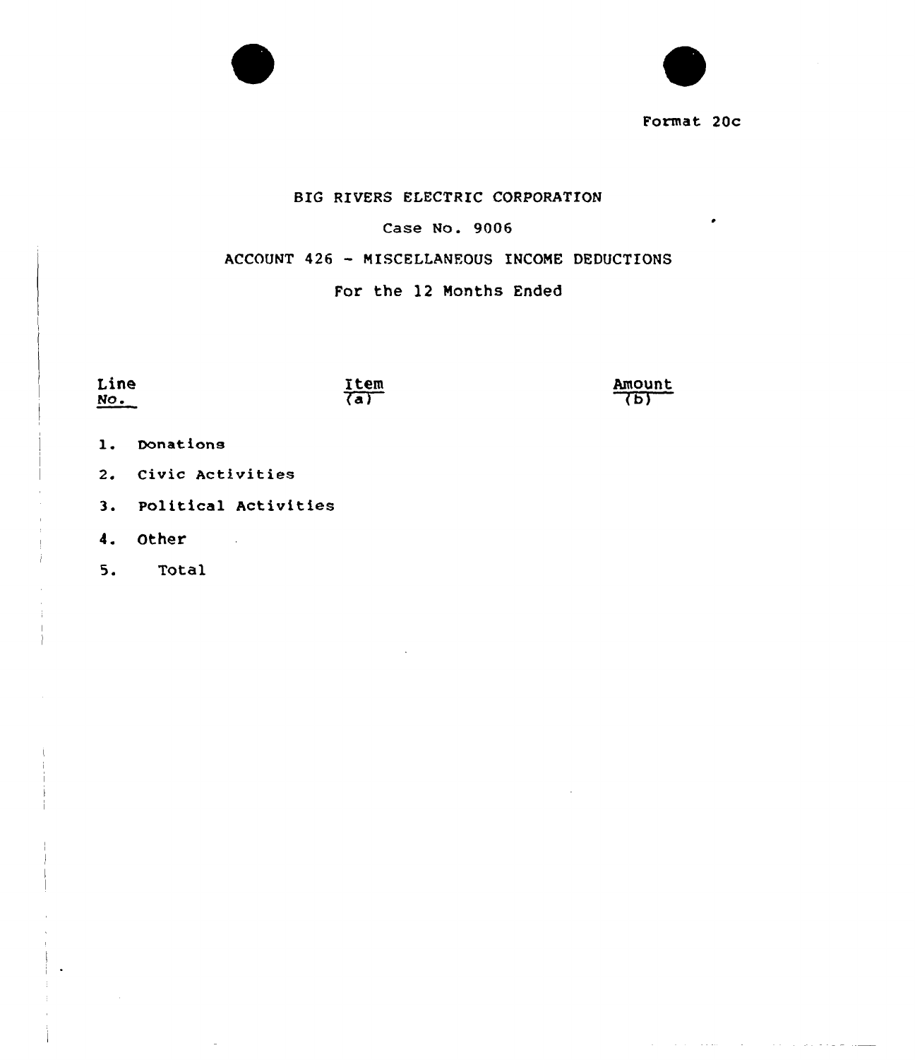Format 20c

BIG RIVERS ELECTRIC CORPORATION

Case No. 9006

ACCOUNT 426 - MISCELLANEOUS INCOME DEDUCTIONS

For the 12 Months Ended

| Line No. | Item (a) | Amount (b) |
|---|---|---|
| 1. | Donations | |
| 2. | Civic Activities | |
| 3. | Political Activities | |
| 4. | Other | |
| 5. | Total | |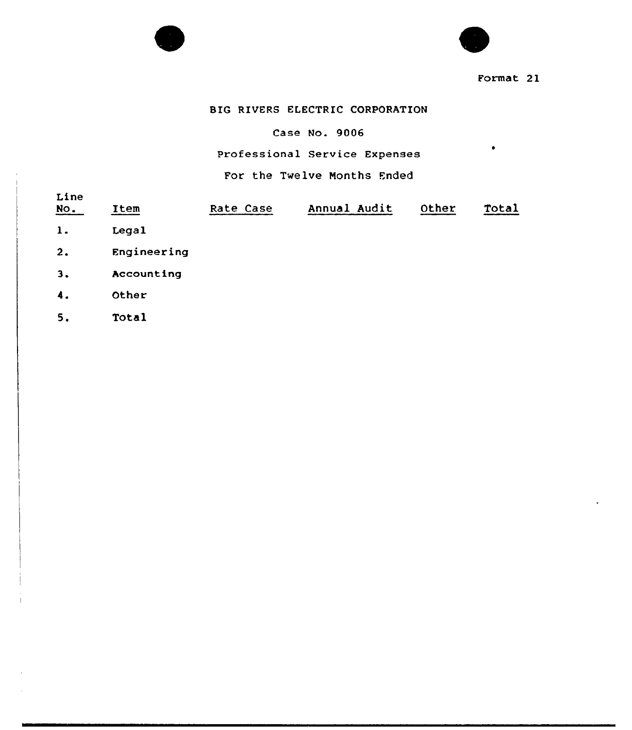Format 21

BIG RIVERS ELECTRIC CORPORATION

Case No. 9006

Professional Service Expenses

For the Twelve Months Ended

| Line No. | Item | Rate Case | Annual Audit | Other | Total |
|---|---|---|---|---|---|
| 1. | Legal | | | | |
| 2. | Engineering | | | | |
| 3. | Accounting | | | | |
| 4. | Other | | | | |
| 5. | Total | | | | |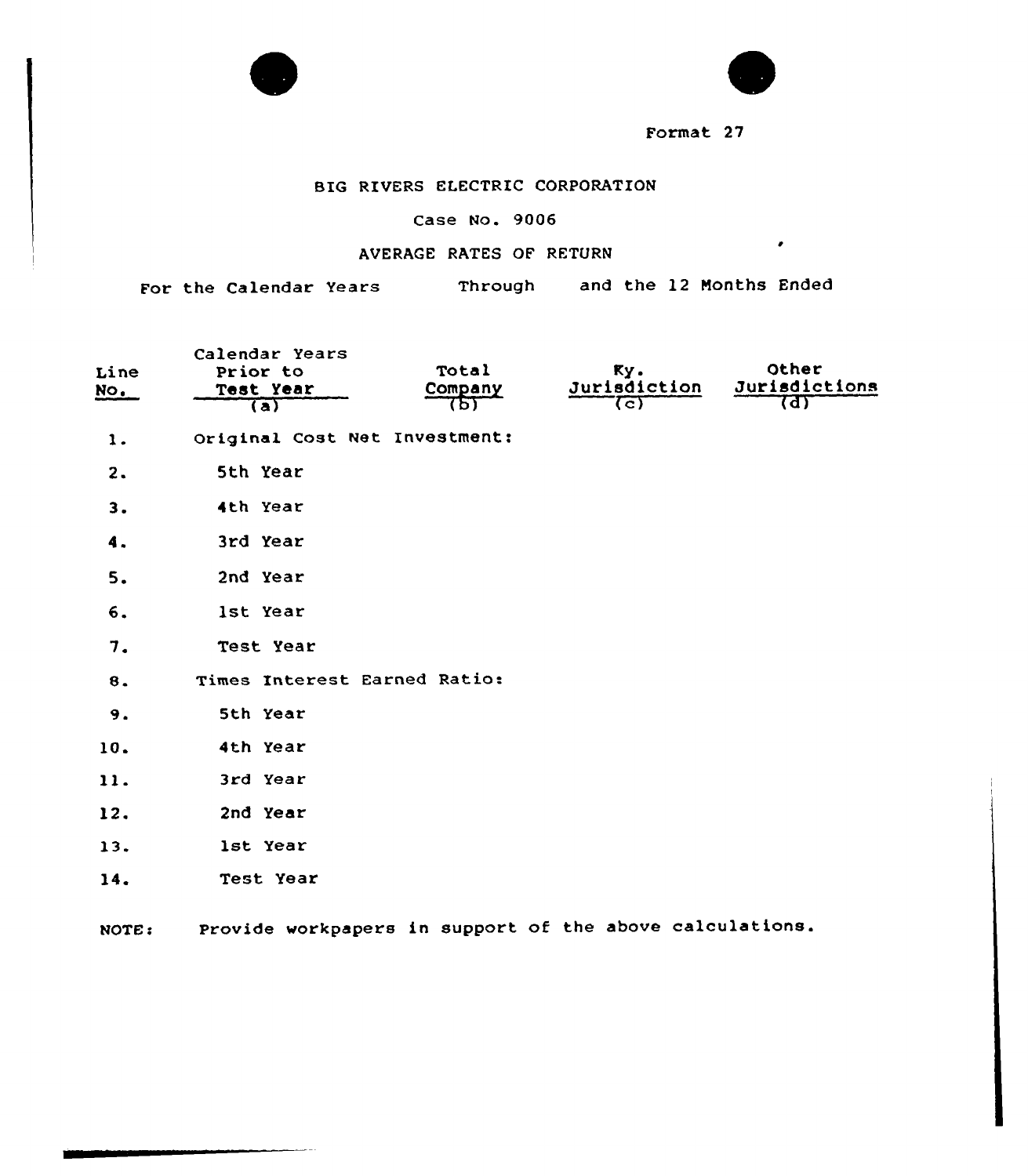Format 27

# BIG RIVERS ELECTRIC CORPORATION

## Case No. 9006

## AVERAGE RATES OF RETURN

For the Calendar Years Through and the 12 Months Ended

| Line No. | Calendar Years Prior to Test Year (a) | Total Company (b) | Ky. Jurisdiction (c) | Other Jurisdictions (d) |
|---|---|---|---|---|
| 1. | Original Cost Net Investment: | | | |
| 2. | 5th Year | | | |
| 3. | 4th Year | | | |
| 4. | 3rd Year | | | |
| 5. | 2nd Year | | | |
| 6. | 1st Year | | | |
| 7. | Test Year | | | |
| 8. | Times Interest Earned Ratio: | | | |
| 9. | 5th Year | | | |
| 10. | 4th Year | | | |
| 11. | 3rd Year | | | |
| 12. | 2nd Year | | | |
| 13. | 1st Year | | | |
| 14. | Test Year | | | |

NOTE: Provide workpapers in support of the above calculations.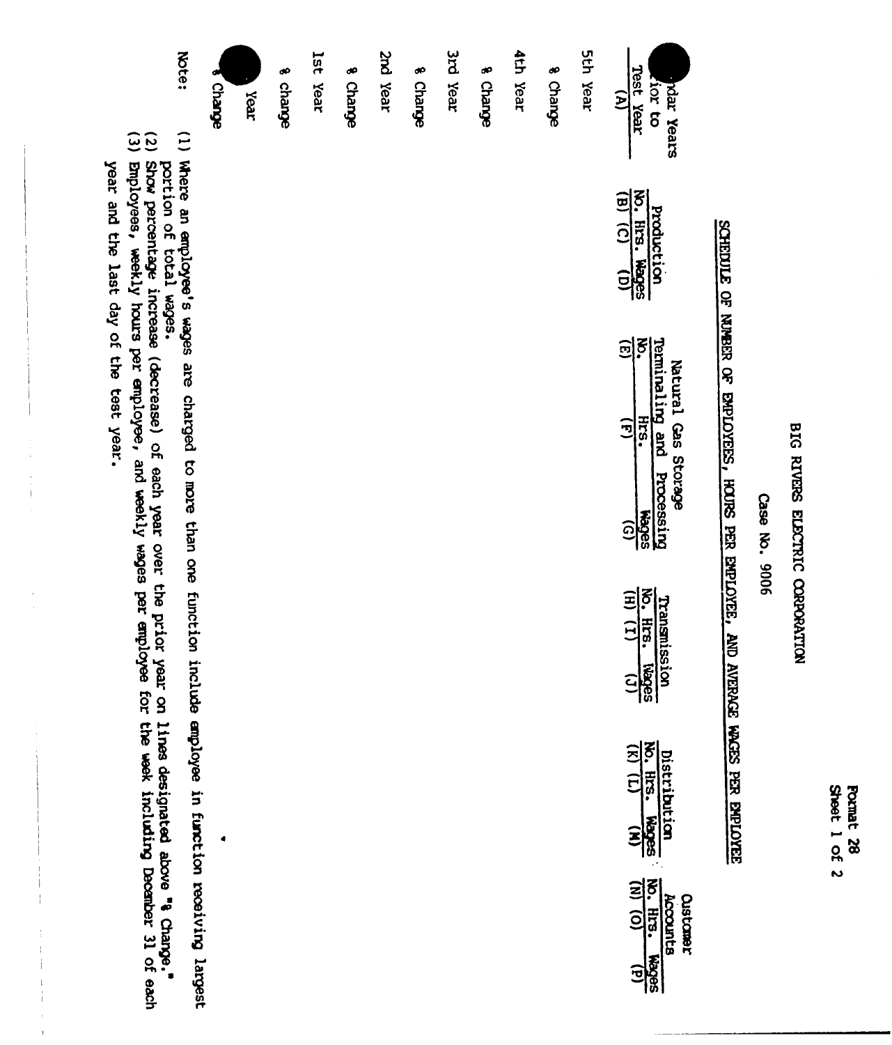Format 28
Sheet 1 of 2

# BIG RIVERS ELECTRIC CORPORATION

Case No. 9006

## SCHEDULE OF NUMBER OF EMPLOYEES, HOURS PER EMPLOYEE, AND AVERAGE WAGES PER EMPLOYEE

| Calendar Years Prior to Test Year | Production | | | Natural Gas Storage Terminaling and Processing | | | Transmission | | | Distribution | | | Customer Accounts | | |
|---|---|---|---|---|---|---|---|---|---|---|---|---|---|---|---|
| | No. | Hrs. | Wages | No. | Hrs. | Wages | No. | Hrs. | Wages | No. | Hrs. | Wages | No. | Hrs. | Wages |
| (A) | (B) | (C) | (D) | (E) | (F) | (G) | (H) | (I) | (J) | (K) | (L) | (M) | (N) | (O) | (P) |
| 5th Year | | | | | | | | | | | | | | | |
| % Change | | | | | | | | | | | | | | | |
| 4th Year | | | | | | | | | | | | | | | |
| % Change | | | | | | | | | | | | | | | |
| 3rd Year | | | | | | | | | | | | | | | |
| % Change | | | | | | | | | | | | | | | |
| 2nd Year | | | | | | | | | | | | | | | |
| % Change | | | | | | | | | | | | | | | |
| 1st Year | | | | | | | | | | | | | | | |
| % change | | | | | | | | | | | | | | | |
| Test Year | | | | | | | | | | | | | | | |
| % Change | | | | | | | | | | | | | | | |

Note:

(1) Where an employee's wages are charged to more than one function include employee in function receiving largest portion of total wages.

(2) Show percentage increase (decrease) of each year over the prior year on lines designated above "% Change."

(3) Employees, weekly hours per employee, and weekly wages per employee for the week including December 31 of each year and the last day of the test year.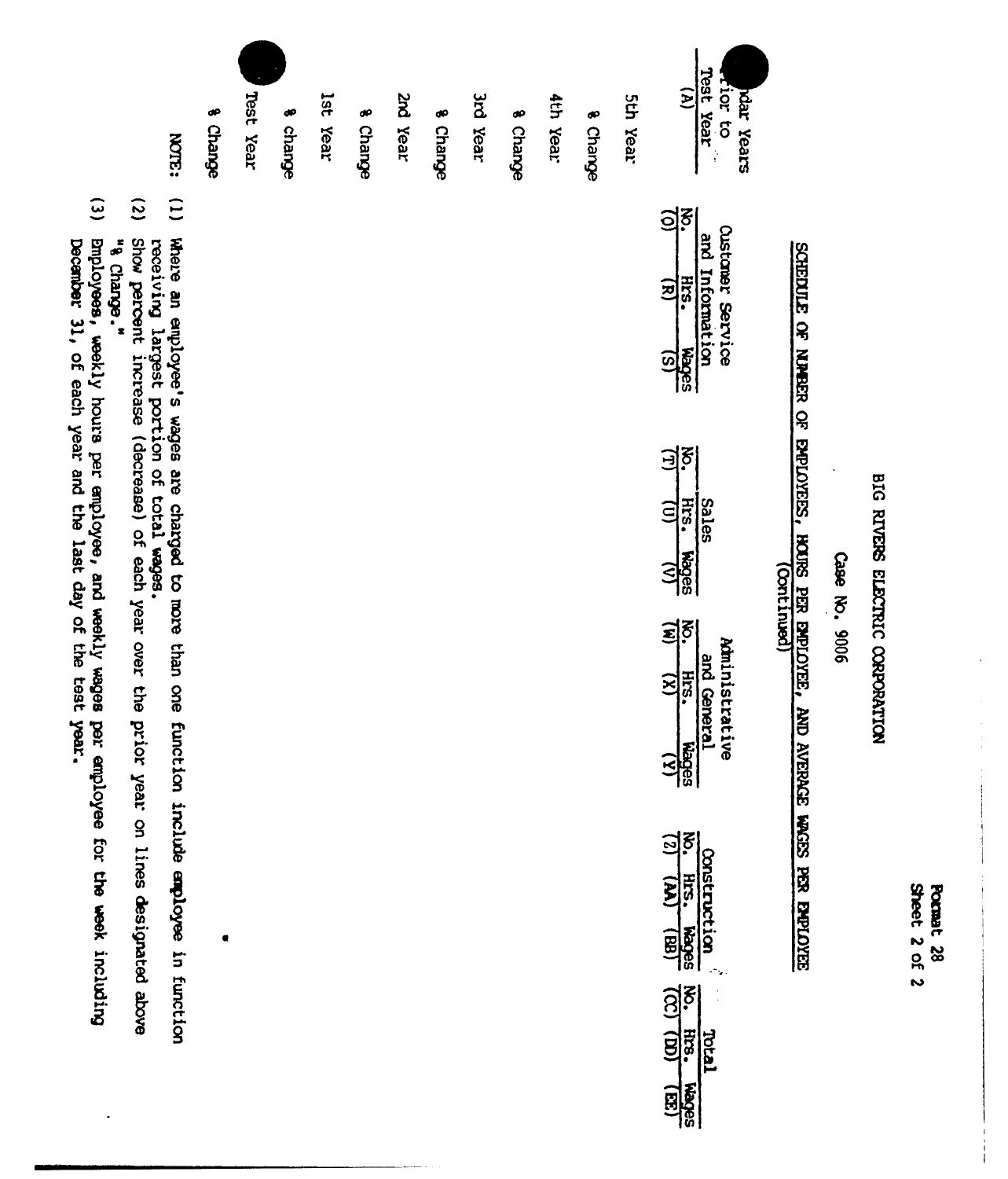Format 28
Sheet 2 of 2

BIG RIVERS ELECTRIC CORPORATION

Case No. 9006

**SCHEDULE OF NUMBER OF EMPLOYEES, HOURS PER EMPLOYEE, AND AVERAGE WAGES PER EMPLOYEE**
(Continued)

| Calendar Years Prior to Test Year | Customer Service and Information | | | Sales | | | Administrative and General | | | Construction | | | Total | | |
|---|---|---|---|---|---|---|---|---|---|---|---|---|---|---|---|
| | No. | Hrs. | Wages | No. | Hrs. | Wages | No. | Hrs. | Wages | No. | Hrs. | Wages | No. | Hrs. | Wages |
| (A) | (Q) | (R) | (S) | (T) | (U) | (V) | (W) | (X) | (Y) | (Z) | (AA) | (BB) | (CC) | (DD) | (EE) |
| 5th Year | | | | | | | | | | | | | | | |
| % Change | | | | | | | | | | | | | | | |
| 4th Year | | | | | | | | | | | | | | | |
| % Change | | | | | | | | | | | | | | | |
| 3rd Year | | | | | | | | | | | | | | | |
| % Change | | | | | | | | | | | | | | | |
| 2nd Year | | | | | | | | | | | | | | | |
| % Change | | | | | | | | | | | | | | | |
| 1st Year | | | | | | | | | | | | | | | |
| % change | | | | | | | | | | | | | | | |
| Test Year | | | | | | | | | | | | | | | |
| % Change | | | | | | | | | | | | | | | |

NOTE: (1) Where an employee's wages are charged to more than one function include employee in function receiving largest portion of total wages.

(2) Show percent increase (decrease) of each year over the prior year on lines designated above "% Change."

(3) Employees, weekly hours per employee, and weekly wages per employee for the week including December 31, of each year and the last day of the test year.